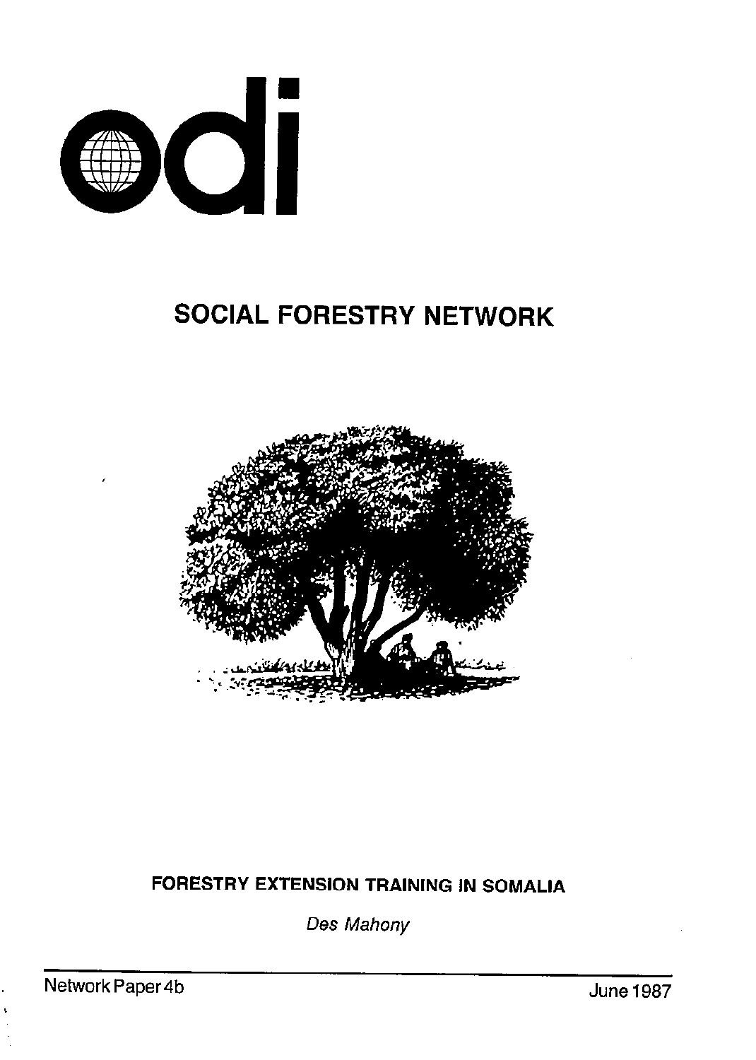odi

# SOCIAL FORESTRY NETWORK

## FORESTRY EXTENSION TRAINING IN SOMALIA

*Des Mahony*

Network Paper 4b June 1987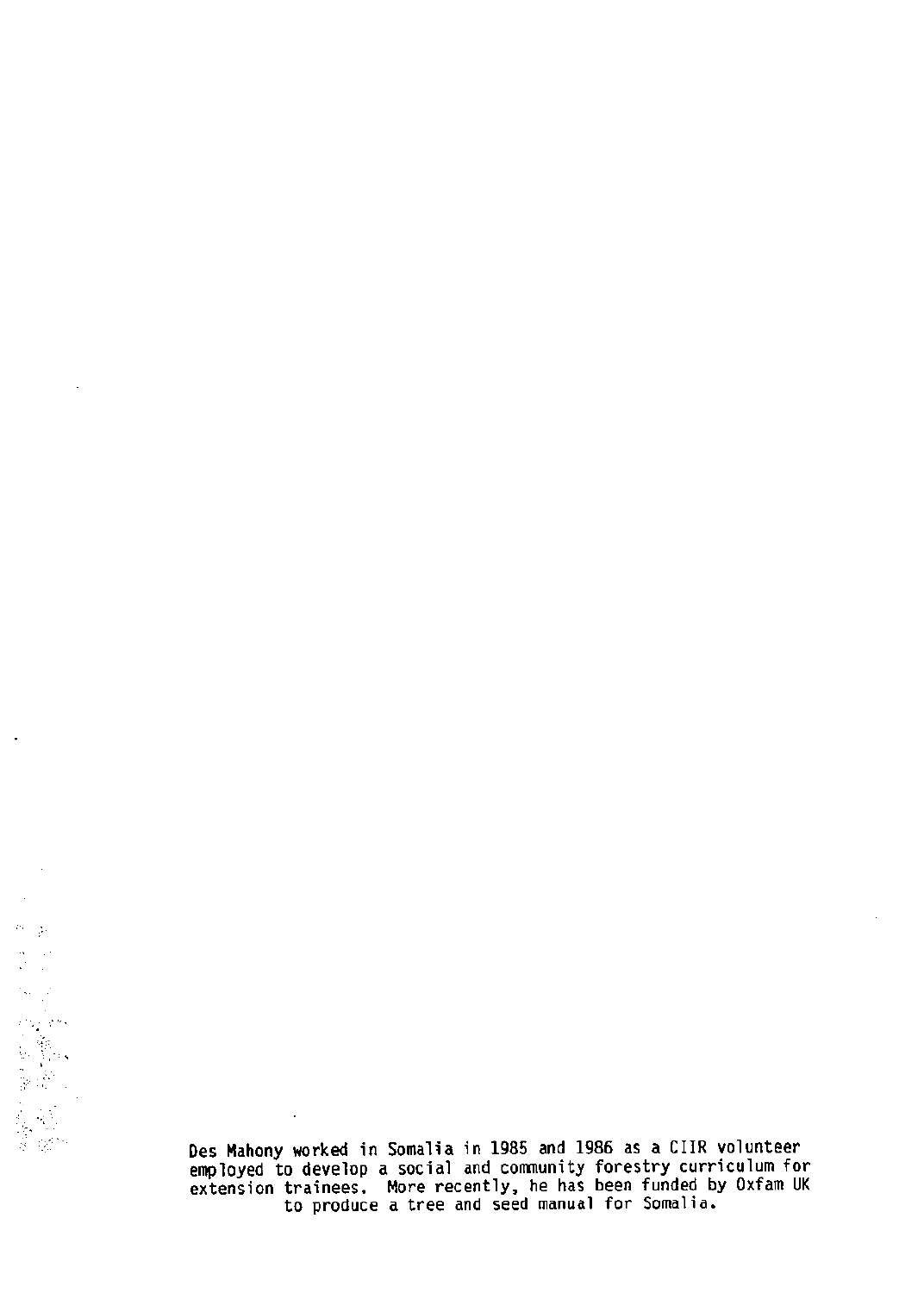Des Mahony worked in Somalia in 1985 and 1986 as a CIIR volunteer employed to develop a social and community forestry curriculum for extension trainees. More recently, he has been funded by Oxfam UK to produce a tree and seed manual for Somalia.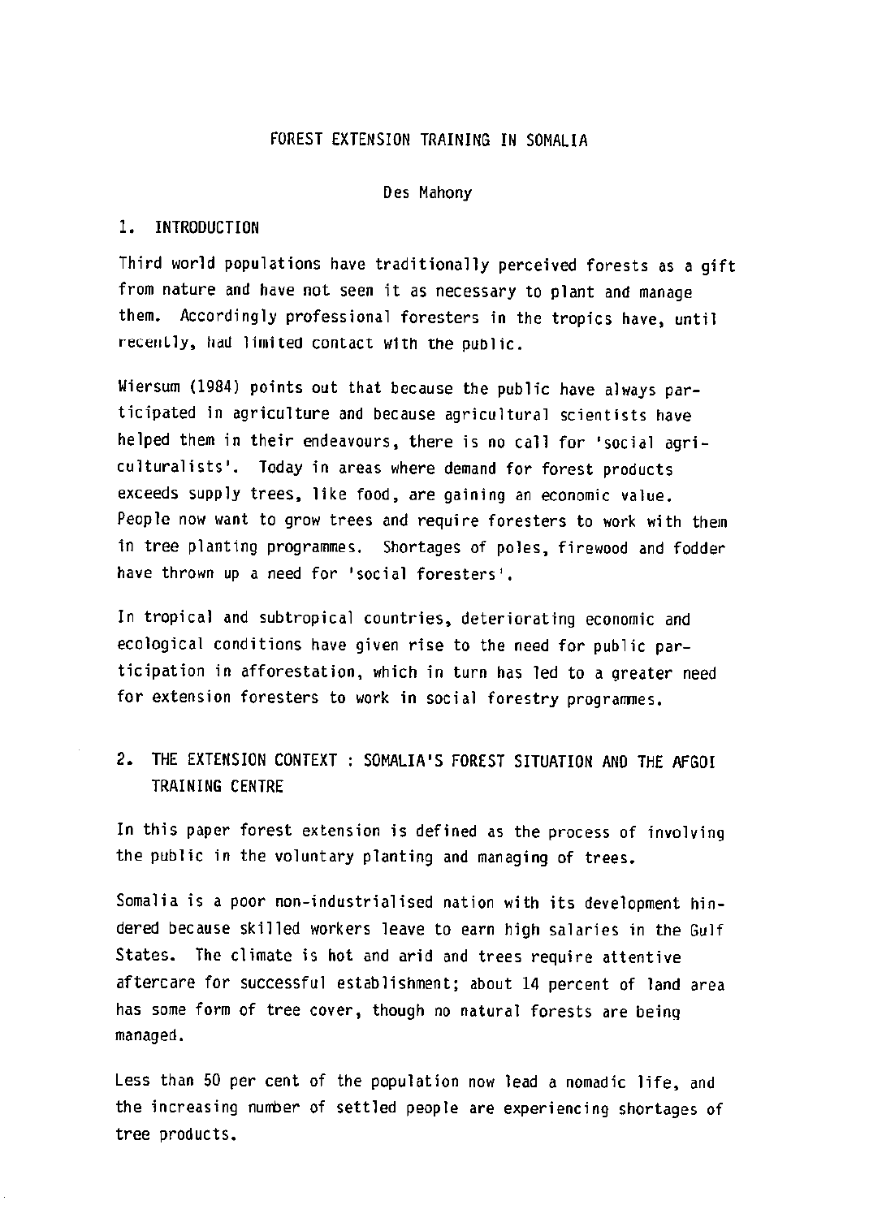# FOREST EXTENSION TRAINING IN SOMALIA

Des Mahony

## 1. INTRODUCTION

Third world populations have traditionally perceived forests as a gift from nature and have not seen it as necessary to plant and manage them. Accordingly professional foresters in the tropics have, until recently, had limited contact with the public.

Wiersum (1984) points out that because the public have always participated in agriculture and because agricultural scientists have helped them in their endeavours, there is no call for 'social agriculturalists'. Today in areas where demand for forest products exceeds supply trees, like food, are gaining an economic value. People now want to grow trees and require foresters to work with them in tree planting programmes. Shortages of poles, firewood and fodder have thrown up a need for 'social foresters'.

In tropical and subtropical countries, deteriorating economic and ecological conditions have given rise to the need for public participation in afforestation, which in turn has led to a greater need for extension foresters to work in social forestry programmes.

## 2. THE EXTENSION CONTEXT : SOMALIA'S FOREST SITUATION AND THE AFGOI TRAINING CENTRE

In this paper forest extension is defined as the process of involving the public in the voluntary planting and managing of trees.

Somalia is a poor non-industrialised nation with its development hindered because skilled workers leave to earn high salaries in the Gulf States. The climate is hot and arid and trees require attentive aftercare for successful establishment; about 14 percent of land area has some form of tree cover, though no natural forests are being managed.

Less than 50 per cent of the population now lead a nomadic life, and the increasing number of settled people are experiencing shortages of tree products.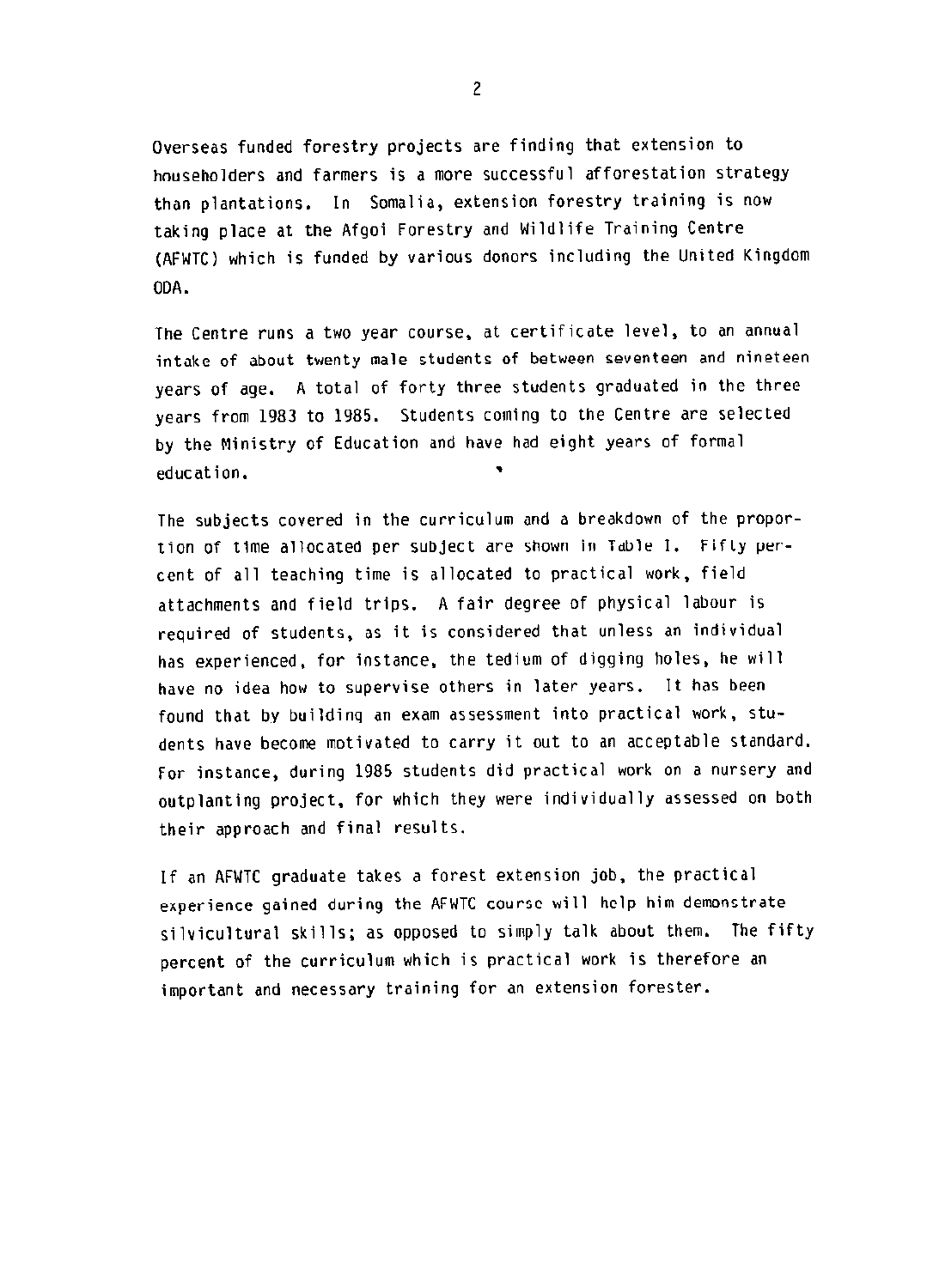Overseas funded forestry projects are finding that extension to householders and farmers is a more successful afforestation strategy than plantations. In Somalia, extension forestry training is now taking place at the Afgoi Forestry and Wildlife Training Centre (AFWTC) which is funded by various donors including the United Kingdom ODA.

The Centre runs a two year course, at certificate level, to an annual intake of about twenty male students of between seventeen and nineteen years of age. A total of forty three students graduated in the three years from 1983 to 1985. Students coming to the Centre are selected by the Ministry of Education and have had eight years of formal education.

The subjects covered in the curriculum and a breakdown of the proportion of time allocated per subject are shown in Table I. Fifty percent of all teaching time is allocated to practical work, field attachments and field trips. A fair degree of physical labour is required of students, as it is considered that unless an individual has experienced, for instance, the tedium of digging holes, he will have no idea how to supervise others in later years. It has been found that by building an exam assessment into practical work, students have become motivated to carry it out to an acceptable standard. For instance, during 1985 students did practical work on a nursery and outplanting project, for which they were individually assessed on both their approach and final results.

If an AFWTC graduate takes a forest extension job, the practical experience gained during the AFWTC course will help him demonstrate silvicultural skills; as opposed to simply talk about them. The fifty percent of the curriculum which is practical work is therefore an important and necessary training for an extension forester.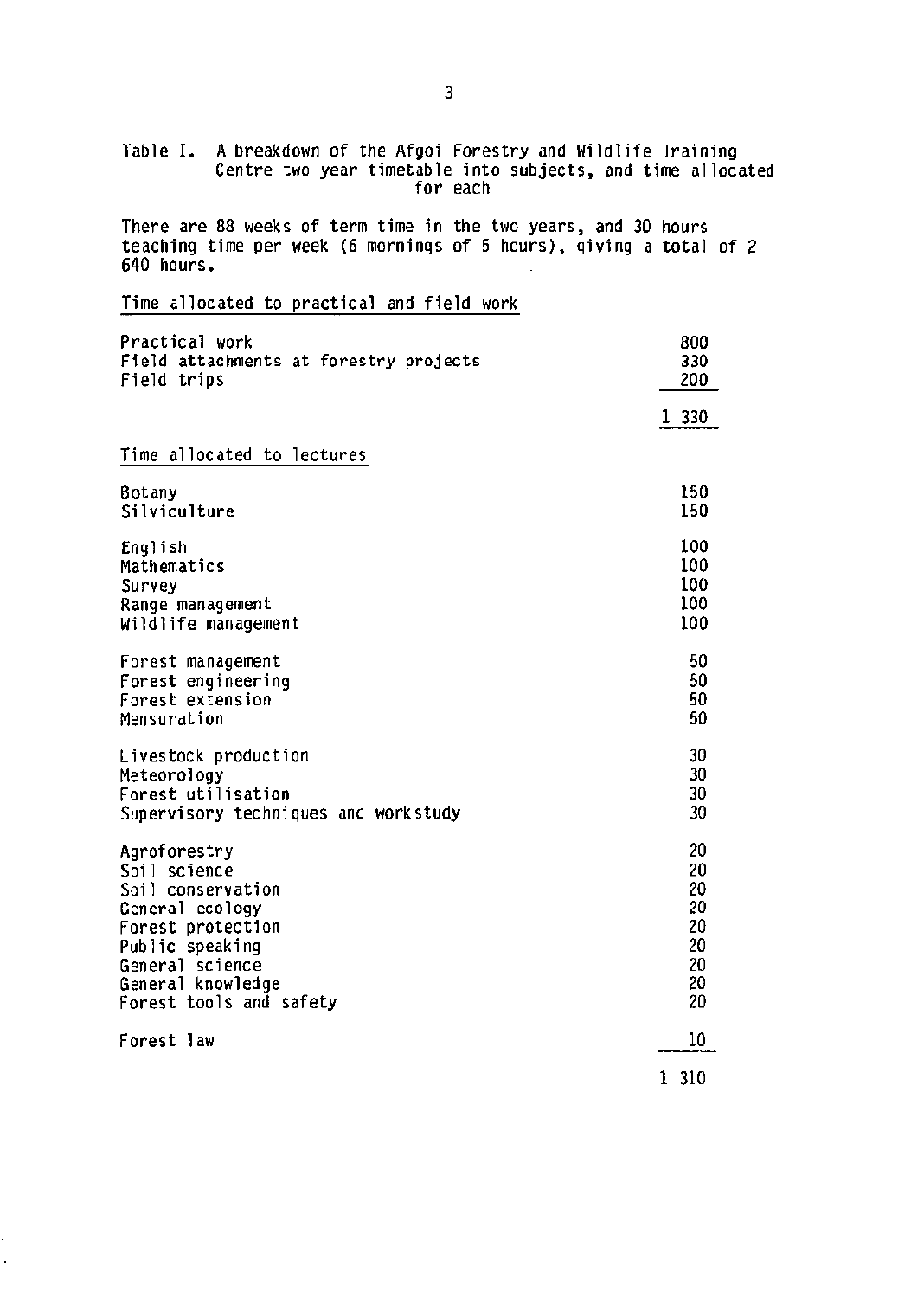Table I. A breakdown of the Afgoi Forestry and Wildlife Training Centre two year timetable into subjects, and time allocated for each

There are 88 weeks of term time in the two years, and 30 hours teaching time per week (6 mornings of 5 hours), giving a total of 2 640 hours.

<u>Time allocated to practical and field work</u>

| | |
|---|---|
| Practical work | 800 |
| Field attachments at forestry projects | 330 |
| Field trips | 200 |
| | 1 330 |

<u>Time allocated to lectures</u>

| | |
|---|---|
| Botany | 150 |
| Silviculture | 150 |
| English | 100 |
| Mathematics | 100 |
| Survey | 100 |
| Range management | 100 |
| Wildlife management | 100 |
| Forest management | 50 |
| Forest engineering | 50 |
| Forest extension | 50 |
| Mensuration | 50 |
| Livestock production | 30 |
| Meteorology | 30 |
| Forest utilisation | 30 |
| Supervisory techniques and workstudy | 30 |
| Agroforestry | 20 |
| Soil science | 20 |
| Soil conservation | 20 |
| General ecology | 20 |
| Forest protection | 20 |
| Public speaking | 20 |
| General science | 20 |
| General knowledge | 20 |
| Forest tools and safety | 20 |
| Forest law | 10 |
| | 1 310 |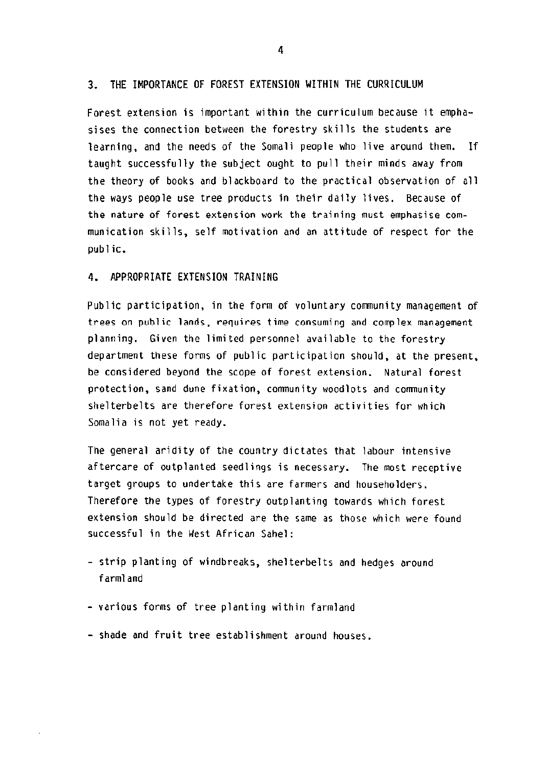## 3. THE IMPORTANCE OF FOREST EXTENSION WITHIN THE CURRICULUM

Forest extension is important within the curriculum because it emphasises the connection between the forestry skills the students are learning, and the needs of the Somali people who live around them. If taught successfully the subject ought to pull their minds away from the theory of books and blackboard to the practical observation of all the ways people use tree products in their daily lives. Because of the nature of forest extension work the training must emphasise communication skills, self motivation and an attitude of respect for the public.

## 4. APPROPRIATE EXTENSION TRAINING

Public participation, in the form of voluntary community management of trees on public lands, requires time consuming and complex management planning. Given the limited personnel available to the forestry department these forms of public participation should, at the present, be considered beyond the scope of forest extension. Natural forest protection, sand dune fixation, community woodlots and community shelterbelts are therefore forest extension activities for which Somalia is not yet ready.

The general aridity of the country dictates that labour intensive aftercare of outplanted seedlings is necessary. The most receptive target groups to undertake this are farmers and householders. Therefore the types of forestry outplanting towards which forest extension should be directed are the same as those which were found successful in the West African Sahel:

- strip planting of windbreaks, shelterbelts and hedges around farmland
- various forms of tree planting within farmland
- shade and fruit tree establishment around houses.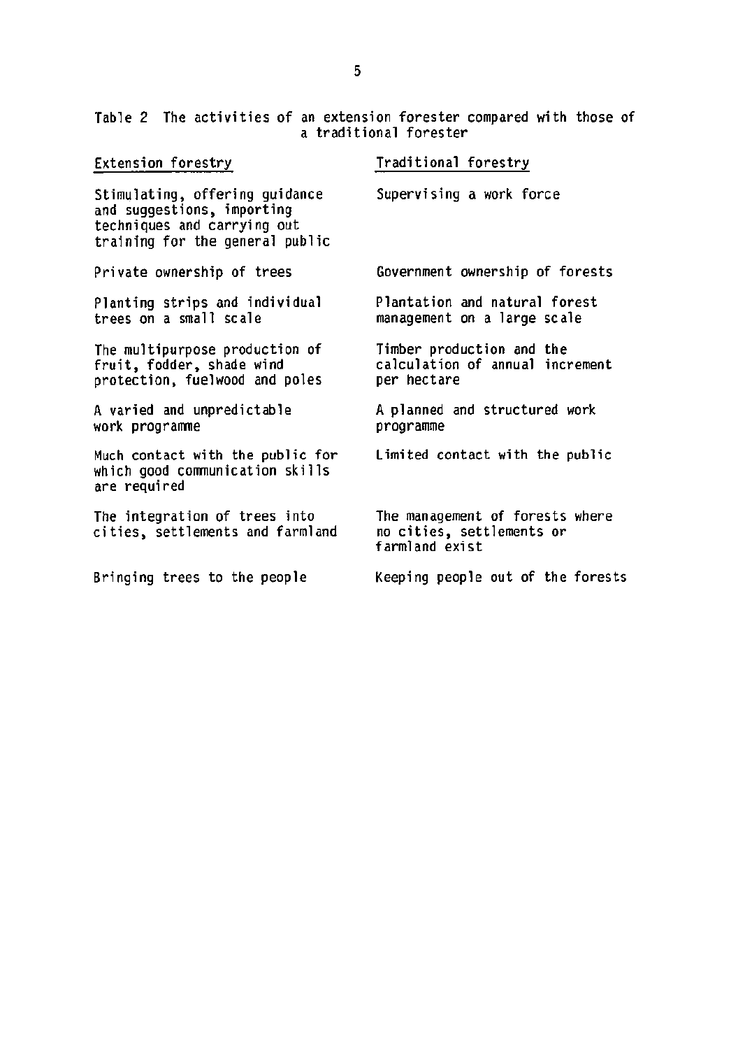Table 2 The activities of an extension forester compared with those of a traditional forester

| Extension forestry | Traditional forestry |
|---|---|
| Stimulating, offering guidance and suggestions, importing techniques and carrying out training for the general public | Supervising a work force |
| Private ownership of trees | Government ownership of forests |
| Planting strips and individual trees on a small scale | Plantation and natural forest management on a large scale |
| The multipurpose production of fruit, fodder, shade wind protection, fuelwood and poles | Timber production and the calculation of annual increment per hectare |
| A varied and unpredictable work programme | A planned and structured work programme |
| Much contact with the public for which good communication skills are required | Limited contact with the public |
| The integration of trees into cities, settlements and farmland | The management of forests where no cities, settlements or farmland exist |
| Bringing trees to the people | Keeping people out of the forests |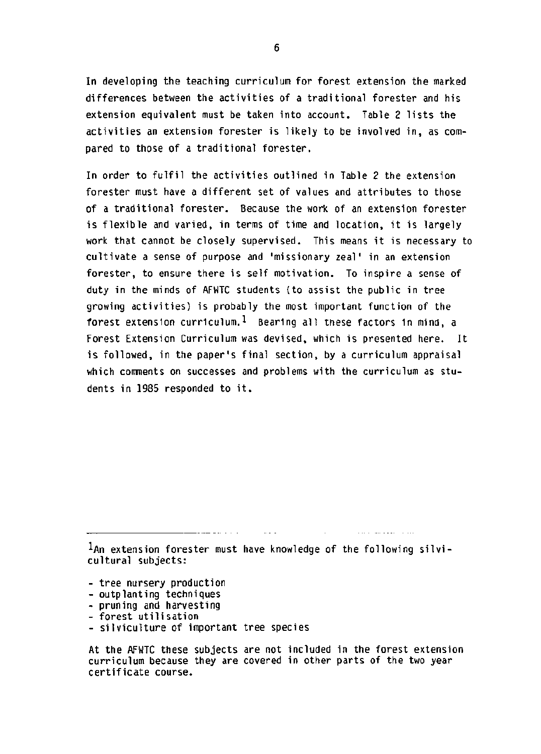In developing the teaching curriculum for forest extension the marked differences between the activities of a traditional forester and his extension equivalent must be taken into account. Table 2 lists the activities an extension forester is likely to be involved in, as compared to those of a traditional forester.

In order to fulfil the activities outlined in Table 2 the extension forester must have a different set of values and attributes to those of a traditional forester. Because the work of an extension forester is flexible and varied, in terms of time and location, it is largely work that cannot be closely supervised. This means it is necessary to cultivate a sense of purpose and 'missionary zeal' in an extension forester, to ensure there is self motivation. To inspire a sense of duty in the minds of AFWTC students (to assist the public in tree growing activities) is probably the most important function of the forest extension curriculum.[1] Bearing all these factors in mind, a Forest Extension Curriculum was devised, which is presented here. It is followed, in the paper's final section, by a curriculum appraisal which comments on successes and problems with the curriculum as students in 1985 responded to it.

---

[1]An extension forester must have knowledge of the following silvicultural subjects:

- tree nursery production
- outplanting techniques
- pruning and harvesting
- forest utilisation
- silviculture of important tree species

At the AFWTC these subjects are not included in the forest extension curriculum because they are covered in other parts of the two year certificate course.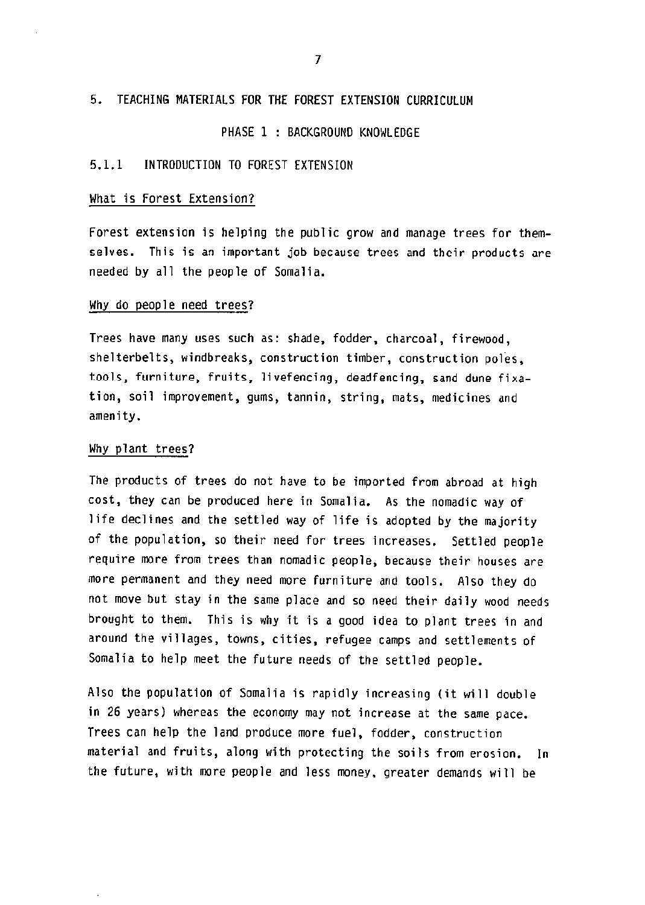## 5. TEACHING MATERIALS FOR THE FOREST EXTENSION CURRICULUM

### PHASE 1 : BACKGROUND KNOWLEDGE

### 5.1.1 INTRODUCTION TO FOREST EXTENSION

#### What is Forest Extension?

Forest extension is helping the public grow and manage trees for themselves. This is an important job because trees and their products are needed by all the people of Somalia.

#### Why do people need trees?

Trees have many uses such as: shade, fodder, charcoal, firewood, shelterbelts, windbreaks, construction timber, construction poles, tools, furniture, fruits, livefencing, deadfencing, sand dune fixation, soil improvement, gums, tannin, string, mats, medicines and amenity.

#### Why plant trees?

The products of trees do not have to be imported from abroad at high cost, they can be produced here in Somalia. As the nomadic way of life declines and the settled way of life is adopted by the majority of the population, so their need for trees increases. Settled people require more from trees than nomadic people, because their houses are more permanent and they need more furniture and tools. Also they do not move but stay in the same place and so need their daily wood needs brought to them. This is why it is a good idea to plant trees in and around the villages, towns, cities, refugee camps and settlements of Somalia to help meet the future needs of the settled people.

Also the population of Somalia is rapidly increasing (it will double in 26 years) whereas the economy may not increase at the same pace. Trees can help the land produce more fuel, fodder, construction material and fruits, along with protecting the soils from erosion. In the future, with more people and less money, greater demands will be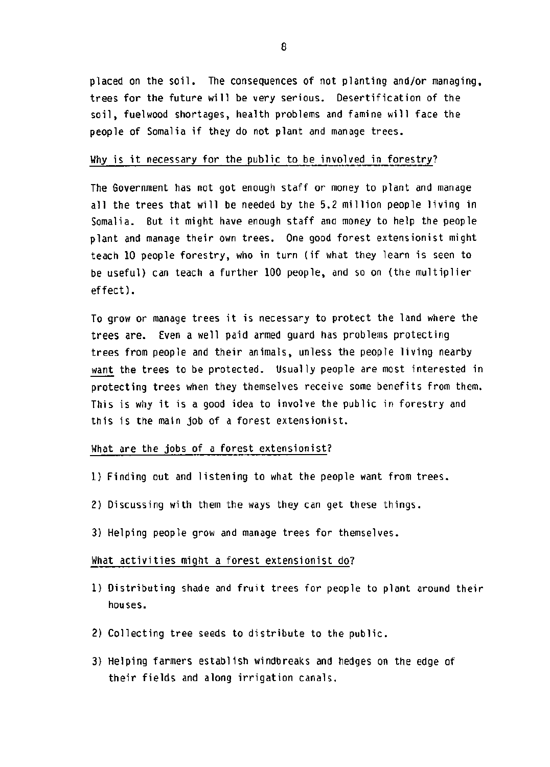placed on the soil. The consequences of not planting and/or managing, trees for the future will be very serious. Desertification of the soil, fuelwood shortages, health problems and famine will face the people of Somalia if they do not plant and manage trees.

## Why is it necessary for the public to be involved in forestry?

The Government has not got enough staff or money to plant and manage all the trees that will be needed by the 5.2 million people living in Somalia. But it might have enough staff and money to help the people plant and manage their own trees. One good forest extensionist might teach 10 people forestry, who in turn (if what they learn is seen to be useful) can teach a further 100 people, and so on (the multiplier effect).

To grow or manage trees it is necessary to protect the land where the trees are. Even a well paid armed guard has problems protecting trees from people and their animals, unless the people living nearby want the trees to be protected. Usually people are most interested in protecting trees when they themselves receive some benefits from them. This is why it is a good idea to involve the public in forestry and this is the main job of a forest extensionist.

## What are the jobs of a forest extensionist?

1) Finding out and listening to what the people want from trees.

2) Discussing with them the ways they can get these things.

3) Helping people grow and manage trees for themselves.

## What activities might a forest extensionist do?

1) Distributing shade and fruit trees for people to plant around their houses.

2) Collecting tree seeds to distribute to the public.

3) Helping farmers establish windbreaks and hedges on the edge of their fields and along irrigation canals.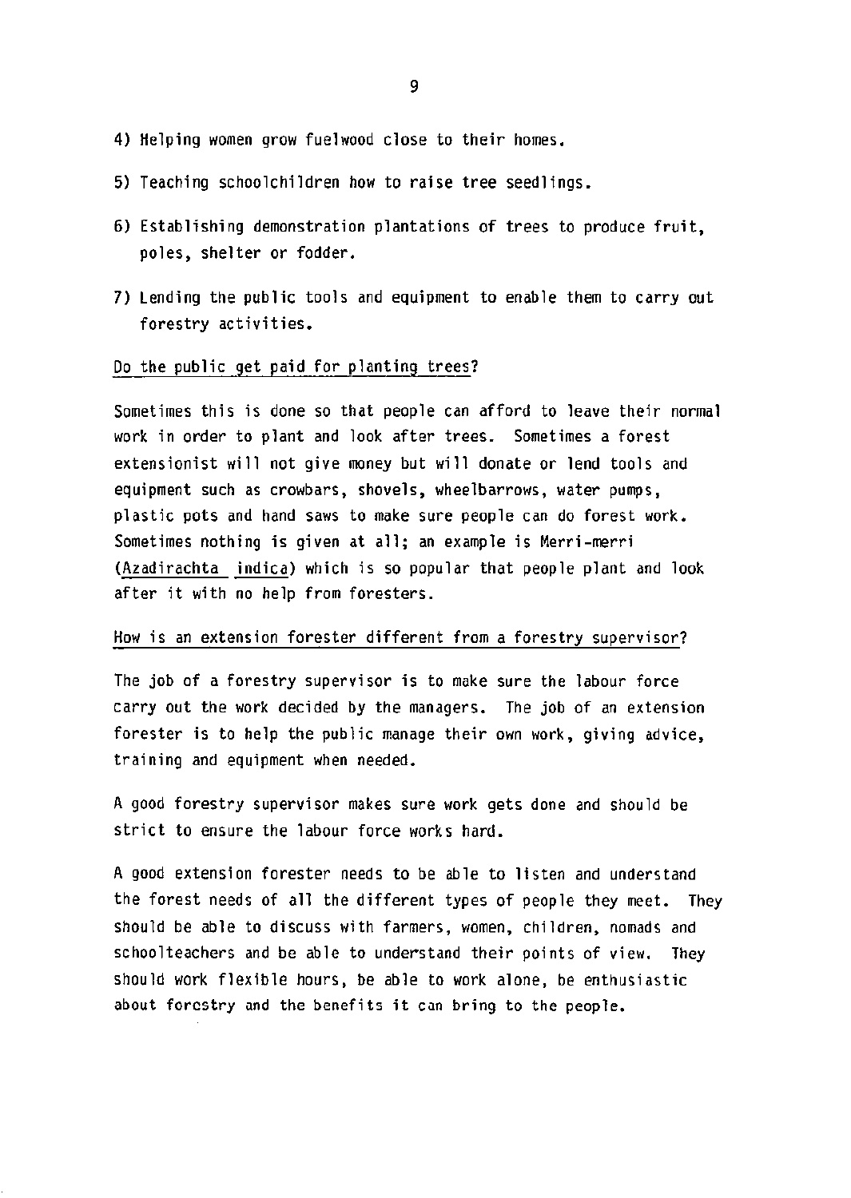4) Helping women grow fuelwood close to their homes.

5) Teaching schoolchildren how to raise tree seedlings.

6) Establishing demonstration plantations of trees to produce fruit, poles, shelter or fodder.

7) Lending the public tools and equipment to enable them to carry out forestry activities.

## Do the public get paid for planting trees?

Sometimes this is done so that people can afford to leave their normal work in order to plant and look after trees. Sometimes a forest extensionist will not give money but will donate or lend tools and equipment such as crowbars, shovels, wheelbarrows, water pumps, plastic pots and hand saws to make sure people can do forest work. Sometimes nothing is given at all; an example is Merri-merri (*Azadirachta indica*) which is so popular that people plant and look after it with no help from foresters.

## How is an extension forester different from a forestry supervisor?

The job of a forestry supervisor is to make sure the labour force carry out the work decided by the managers. The job of an extension forester is to help the public manage their own work, giving advice, training and equipment when needed.

A good forestry supervisor makes sure work gets done and should be strict to ensure the labour force works hard.

A good extension forester needs to be able to listen and understand the forest needs of all the different types of people they meet. They should be able to discuss with farmers, women, children, nomads and schoolteachers and be able to understand their points of view. They should work flexible hours, be able to work alone, be enthusiastic about forestry and the benefits it can bring to the people.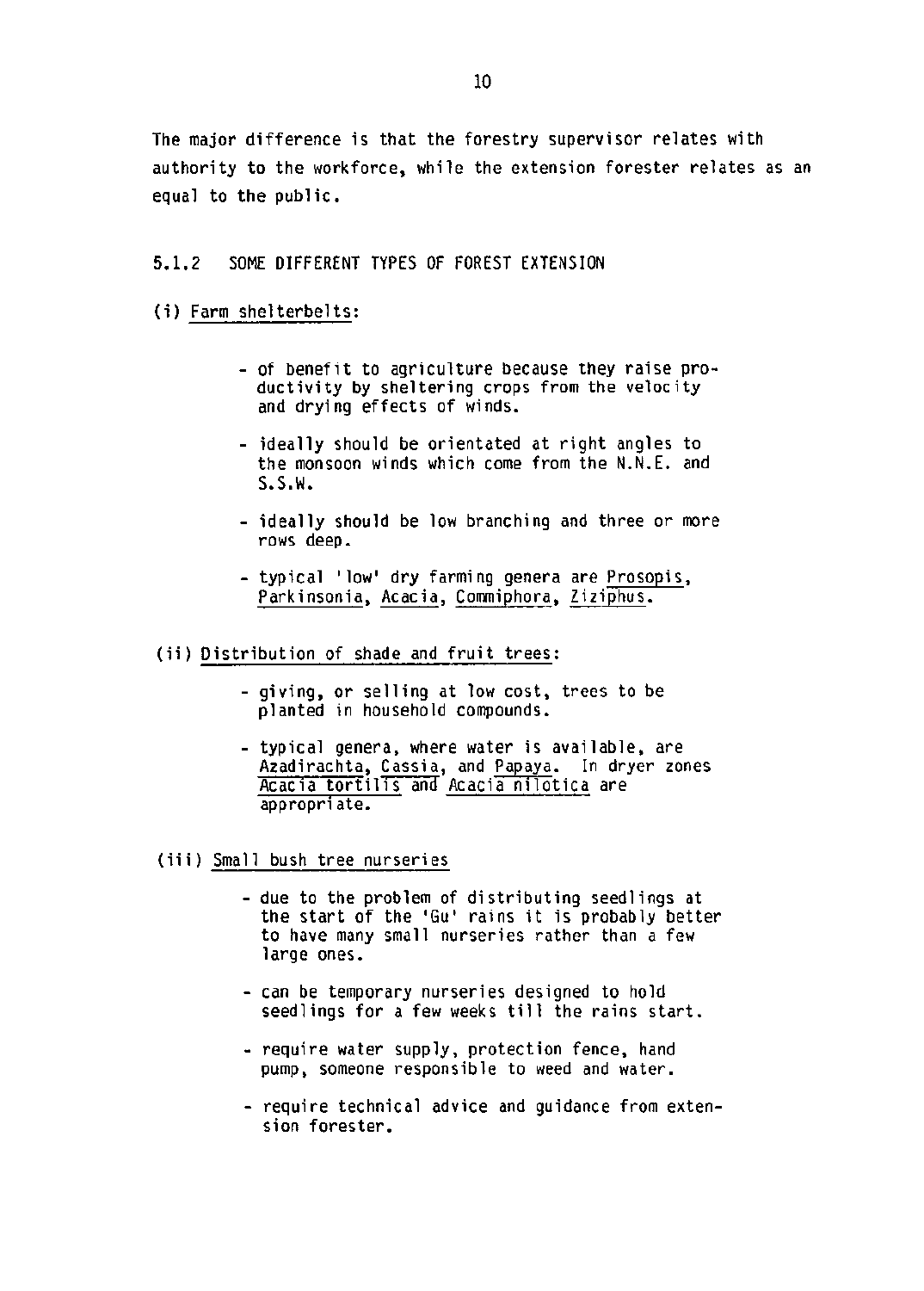The major difference is that the forestry supervisor relates with authority to the workforce, while the extension forester relates as an equal to the public.

### 5.1.2 SOME DIFFERENT TYPES OF FOREST EXTENSION

(i) Farm shelterbelts:

- of benefit to agriculture because they raise productivity by sheltering crops from the velocity and drying effects of winds.
- ideally should be orientated at right angles to the monsoon winds which come from the N.N.E. and S.S.W.
- ideally should be low branching and three or more rows deep.
- typical 'low' dry farming genera are Prosopis, Parkinsonia, Acacia, Commiphora, Ziziphus.

(ii) Distribution of shade and fruit trees:

- giving, or selling at low cost, trees to be planted in household compounds.
- typical genera, where water is available, are Azadirachta, Cassia, and Papaya. In dryer zones Acacia tortilis and Acacia nilotica are appropriate.

(iii) Small bush tree nurseries

- due to the problem of distributing seedlings at the start of the 'Gu' rains it is probably better to have many small nurseries rather than a few large ones.
- can be temporary nurseries designed to hold seedlings for a few weeks till the rains start.
- require water supply, protection fence, hand pump, someone responsible to weed and water.
- require technical advice and guidance from extension forester.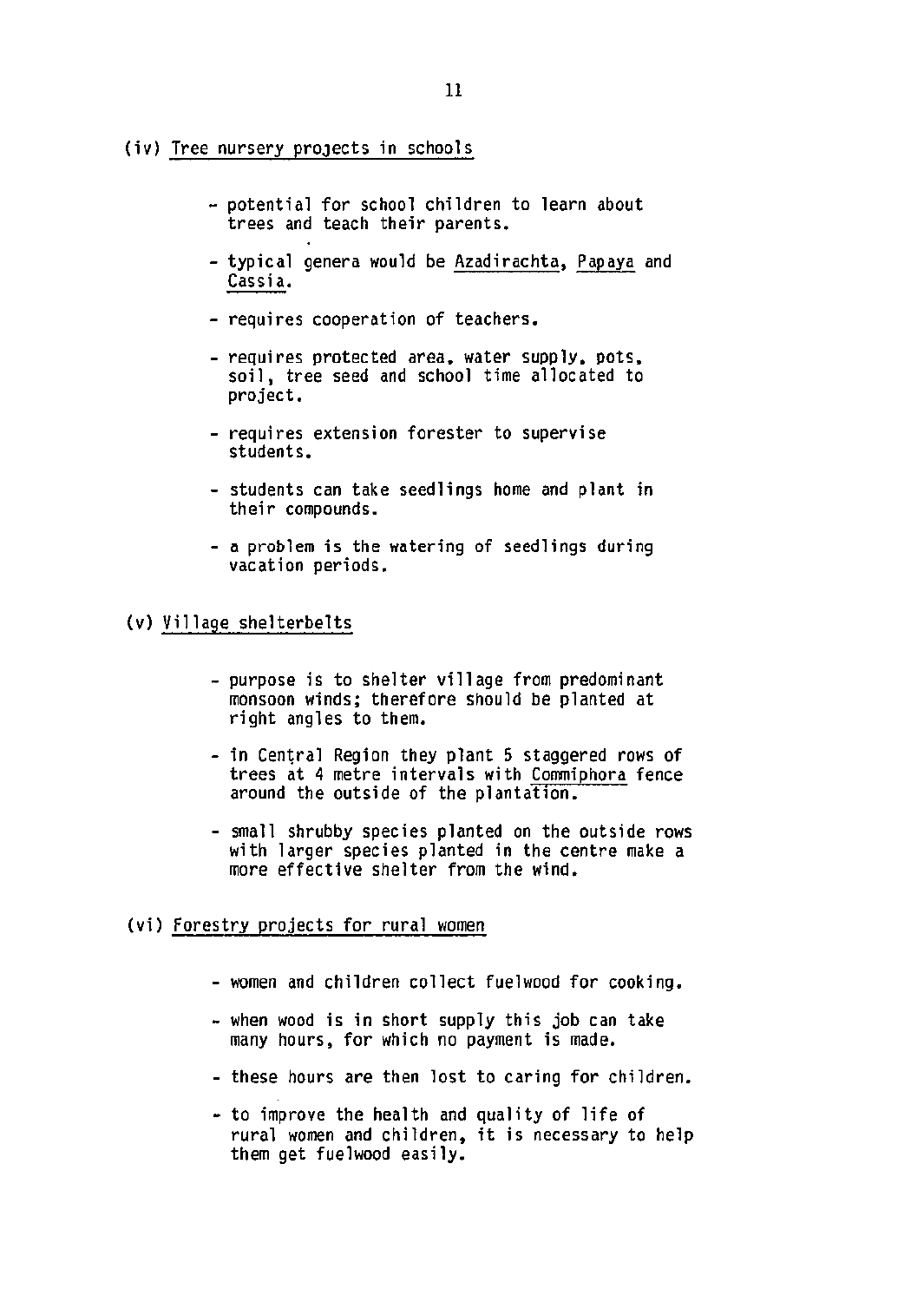(iv) <u>Tree nursery projects in schools</u>

- potential for school children to learn about trees and teach their parents.
- typical genera would be <u>Azadirachta</u>, <u>Papaya</u> and <u>Cassia</u>.
- requires cooperation of teachers.
- requires protected area, water supply, pots, soil, tree seed and school time allocated to project.
- requires extension forester to supervise students.
- students can take seedlings home and plant in their compounds.
- a problem is the watering of seedlings during vacation periods.

(v) <u>Village shelterbelts</u>

- purpose is to shelter village from predominant monsoon winds; therefore should be planted at right angles to them.
- in Central Region they plant 5 staggered rows of trees at 4 metre intervals with <u>Commiphora</u> fence around the outside of the plantation.
- small shrubby species planted on the outside rows with larger species planted in the centre make a more effective shelter from the wind.

(vi) <u>Forestry projects for rural women</u>

- women and children collect fuelwood for cooking.
- when wood is in short supply this job can take many hours, for which no payment is made.
- these hours are then lost to caring for children.
- to improve the health and quality of life of rural women and children, it is necessary to help them get fuelwood easily.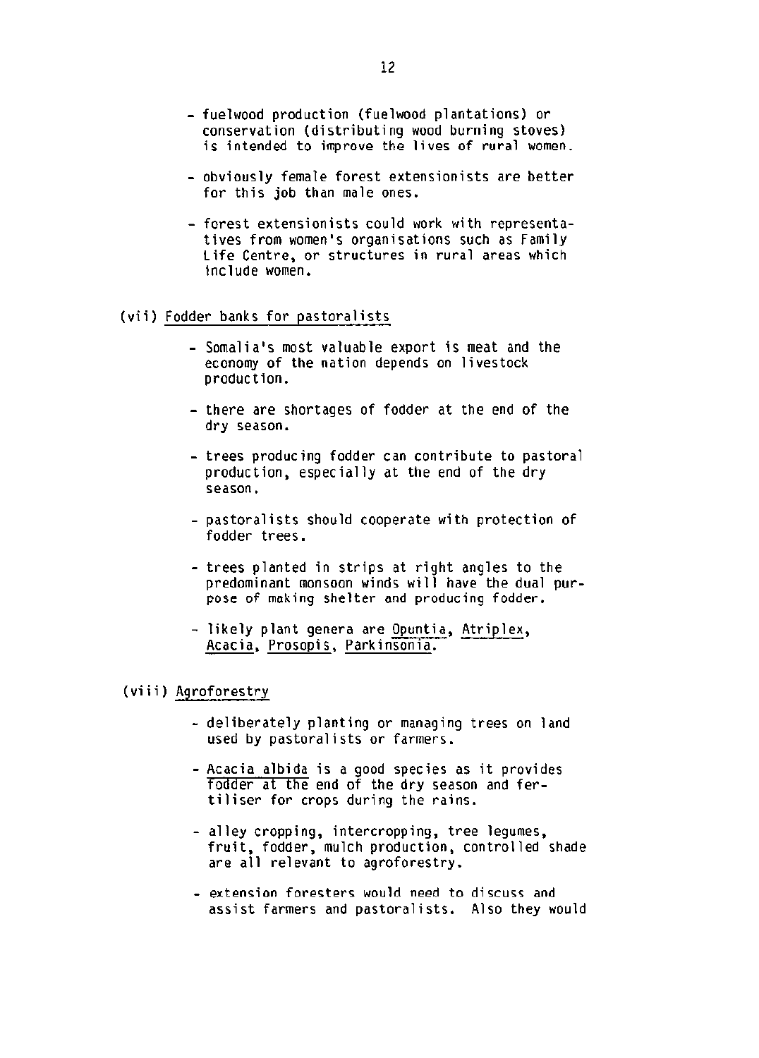- fuelwood production (fuelwood plantations) or conservation (distributing wood burning stoves) is intended to improve the lives of rural women.

- obviously female forest extensionists are better for this job than male ones.

- forest extensionists could work with representatives from women's organisations such as Family Life Centre, or structures in rural areas which include women.

(vii) Fodder banks for pastoralists

- Somalia's most valuable export is meat and the economy of the nation depends on livestock production.

- there are shortages of fodder at the end of the dry season.

- trees producing fodder can contribute to pastoral production, especially at the end of the dry season.

- pastoralists should cooperate with protection of fodder trees.

- trees planted in strips at right angles to the predominant monsoon winds will have the dual purpose of making shelter and producing fodder.

- likely plant genera are Opuntia, Atriplex, Acacia, Prosopis, Parkinsonia.

(viii) Agroforestry

- deliberately planting or managing trees on land used by pastoralists or farmers.

- Acacia albida is a good species as it provides fodder at the end of the dry season and fertiliser for crops during the rains.

- alley cropping, intercropping, tree legumes, fruit, fodder, mulch production, controlled shade are all relevant to agroforestry.

- extension foresters would need to discuss and assist farmers and pastoralists. Also they would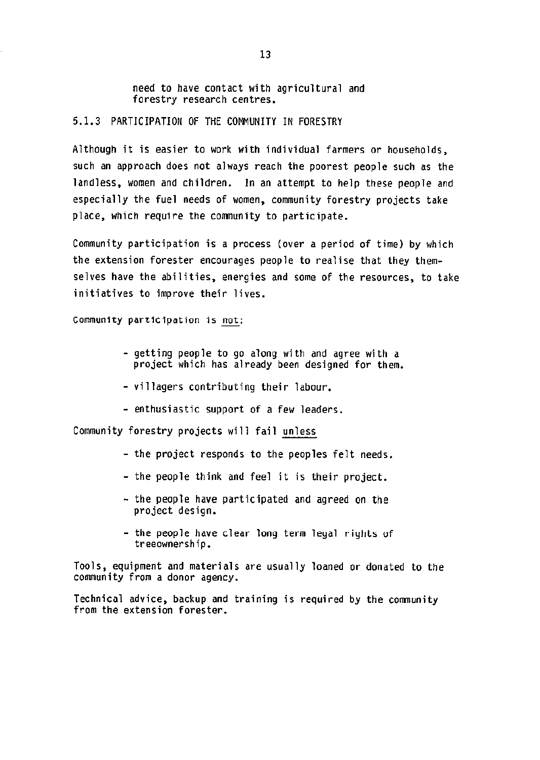need to have contact with agricultural and forestry research centres.

### 5.1.3 PARTICIPATION OF THE COMMUNITY IN FORESTRY

Although it is easier to work with individual farmers or households, such an approach does not always reach the poorest people such as the landless, women and children. In an attempt to help these people and especially the fuel needs of women, community forestry projects take place, which require the community to participate.

Community participation is a process (over a period of time) by which the extension forester encourages people to realise that they themselves have the abilities, energies and some of the resources, to take initiatives to improve their lives.

Community participation is <u>not</u>:

- getting people to go along with and agree with a project which has already been designed for them.
- villagers contributing their labour.
- enthusiastic support of a few leaders.

Community forestry projects will fail <u>unless</u>

- the project responds to the peoples felt needs.
- the people think and feel it is their project.
- the people have participated and agreed on the project design.
- the people have clear long term legal rights of treeownership.

Tools, equipment and materials are usually loaned or donated to the community from a donor agency.

Technical advice, backup and training is required by the community from the extension forester.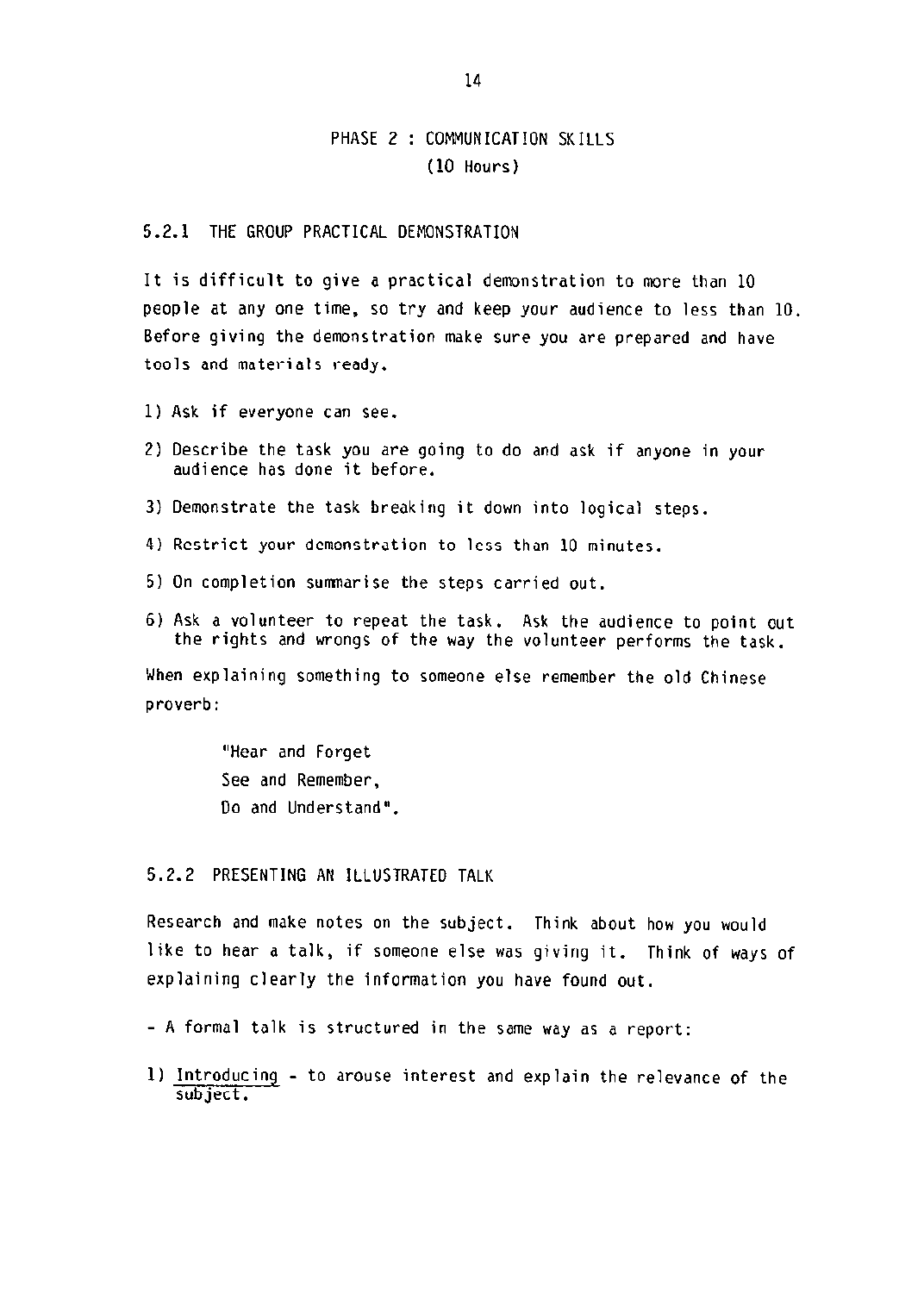## PHASE 2 : COMMUNICATION SKILLS
(10 Hours)

### 5.2.1 THE GROUP PRACTICAL DEMONSTRATION

It is difficult to give a practical demonstration to more than 10 people at any one time, so try and keep your audience to less than 10. Before giving the demonstration make sure you are prepared and have tools and materials ready.

1) Ask if everyone can see.
2) Describe the task you are going to do and ask if anyone in your audience has done it before.
3) Demonstrate the task breaking it down into logical steps.
4) Restrict your demonstration to less than 10 minutes.
5) On completion summarise the steps carried out.
6) Ask a volunteer to repeat the task. Ask the audience to point out the rights and wrongs of the way the volunteer performs the task.

When explaining something to someone else remember the old Chinese proverb:

> "Hear and Forget
> See and Remember,
> Do and Understand".

### 5.2.2 PRESENTING AN ILLUSTRATED TALK

Research and make notes on the subject. Think about how you would like to hear a talk, if someone else was giving it. Think of ways of explaining clearly the information you have found out.

- A formal talk is structured in the same way as a report:

1) Introducing - to arouse interest and explain the relevance of the subject.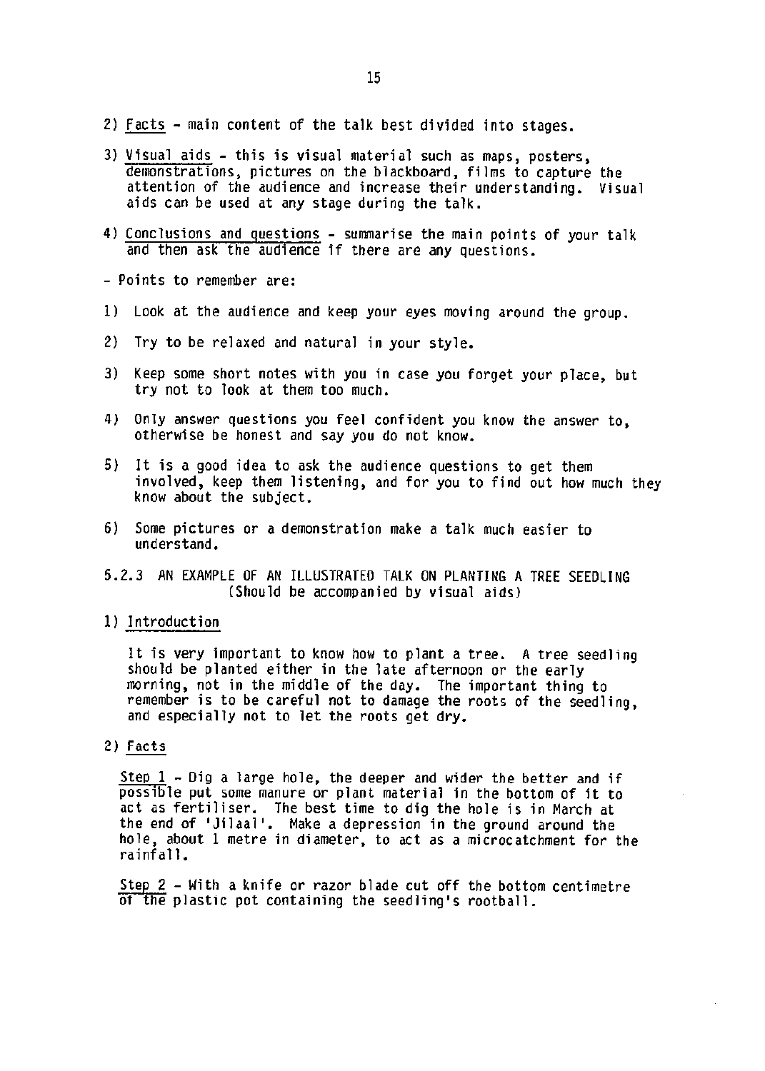2) Facts - main content of the talk best divided into stages.

3) Visual aids - this is visual material such as maps, posters, demonstrations, pictures on the blackboard, films to capture the attention of the audience and increase their understanding. Visual aids can be used at any stage during the talk.

4) Conclusions and questions - summarise the main points of your talk and then ask the audience if there are any questions.

- Points to remember are:

1) Look at the audience and keep your eyes moving around the group.

2) Try to be relaxed and natural in your style.

3) Keep some short notes with you in case you forget your place, but try not to look at them too much.

4) Only answer questions you feel confident you know the answer to, otherwise be honest and say you do not know.

5) It is a good idea to ask the audience questions to get them involved, keep them listening, and for you to find out how much they know about the subject.

6) Some pictures or a demonstration make a talk much easier to understand.

### 5.2.3 AN EXAMPLE OF AN ILLUSTRATED TALK ON PLANTING A TREE SEEDLING (Should be accompanied by visual aids)

1) Introduction

It is very important to know how to plant a tree. A tree seedling should be planted either in the late afternoon or the early morning, not in the middle of the day. The important thing to remember is to be careful not to damage the roots of the seedling, and especially not to let the roots get dry.

2) Facts

Step 1 - Dig a large hole, the deeper and wider the better and if possible put some manure or plant material in the bottom of it to act as fertiliser. The best time to dig the hole is in March at the end of 'Jilaal'. Make a depression in the ground around the hole, about 1 metre in diameter, to act as a microcatchment for the rainfall.

Step 2 - With a knife or razor blade cut off the bottom centimetre of the plastic pot containing the seedling's rootball.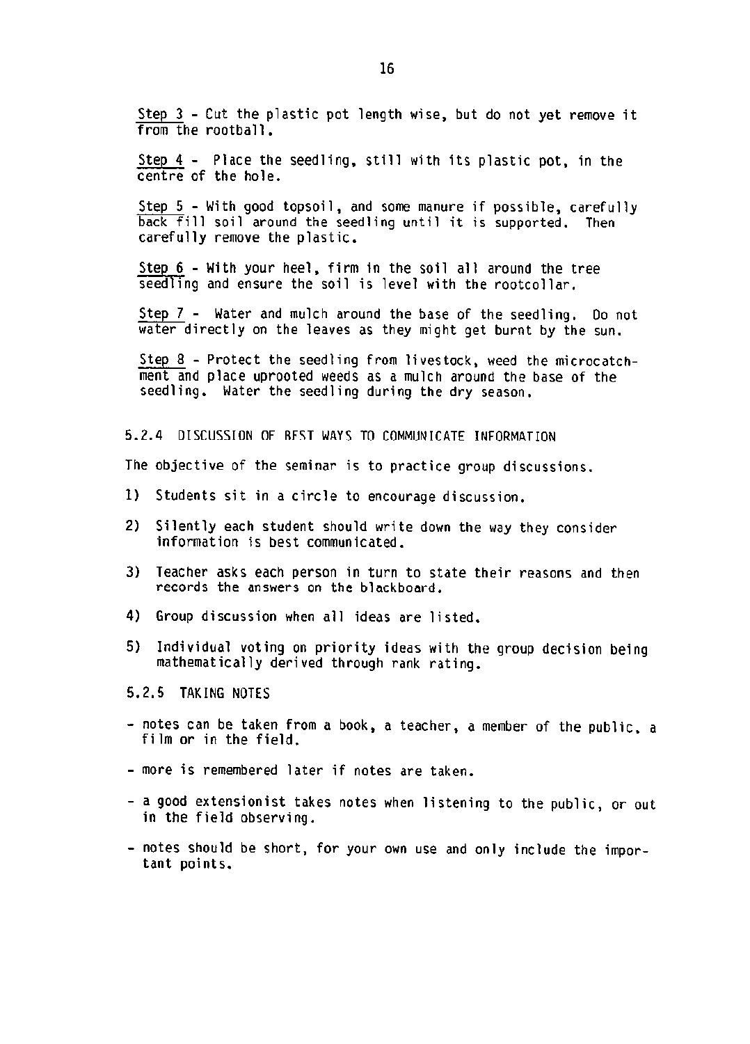Step 3 - Cut the plastic pot length wise, but do not yet remove it from the rootball.

Step 4 - Place the seedling, still with its plastic pot, in the centre of the hole.

Step 5 - With good topsoil, and some manure if possible, carefully back fill soil around the seedling until it is supported. Then carefully remove the plastic.

Step 6 - With your heel, firm in the soil all around the tree seedling and ensure the soil is level with the rootcollar.

Step 7 - Water and mulch around the base of the seedling. Do not water directly on the leaves as they might get burnt by the sun.

Step 8 - Protect the seedling from livestock, weed the microcatchment and place uprooted weeds as a mulch around the base of the seedling. Water the seedling during the dry season.

### 5.2.4 DISCUSSION OF BEST WAYS TO COMMUNICATE INFORMATION

The objective of the seminar is to practice group discussions.

1) Students sit in a circle to encourage discussion.

2) Silently each student should write down the way they consider information is best communicated.

3) Teacher asks each person in turn to state their reasons and then records the answers on the blackboard.

4) Group discussion when all ideas are listed.

5) Individual voting on priority ideas with the group decision being mathematically derived through rank rating.

### 5.2.5 TAKING NOTES

- notes can be taken from a book, a teacher, a member of the public, a film or in the field.
- more is remembered later if notes are taken.
- a good extensionist takes notes when listening to the public, or out in the field observing.
- notes should be short, for your own use and only include the important points.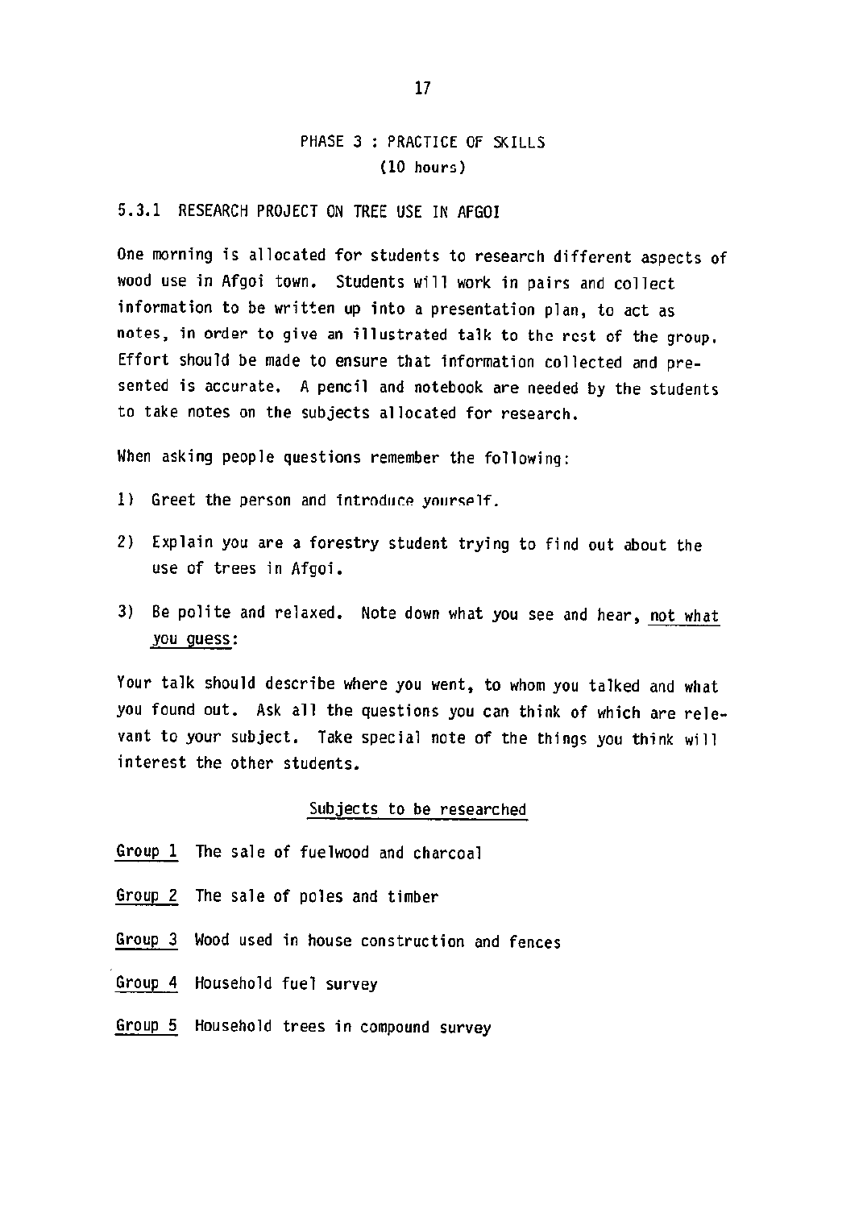## PHASE 3 : PRACTICE OF SKILLS
(10 hours)

### 5.3.1 RESEARCH PROJECT ON TREE USE IN AFGOI

One morning is allocated for students to research different aspects of wood use in Afgoi town. Students will work in pairs and collect information to be written up into a presentation plan, to act as notes, in order to give an illustrated talk to the rest of the group. Effort should be made to ensure that information collected and presented is accurate. A pencil and notebook are needed by the students to take notes on the subjects allocated for research.

When asking people questions remember the following:

1) Greet the person and introduce yourself.

2) Explain you are a forestry student trying to find out about the use of trees in Afgoi.

3) Be polite and relaxed. Note down what you see and hear, <u>not what you guess</u>:

Your talk should describe where you went, to whom you talked and what you found out. Ask all the questions you can think of which are relevant to your subject. Take special note of the things you think will interest the other students.

<u>Subjects to be researched</u>

<u>Group 1</u> The sale of fuelwood and charcoal

<u>Group 2</u> The sale of poles and timber

<u>Group 3</u> Wood used in house construction and fences

<u>Group 4</u> Household fuel survey

<u>Group 5</u> Household trees in compound survey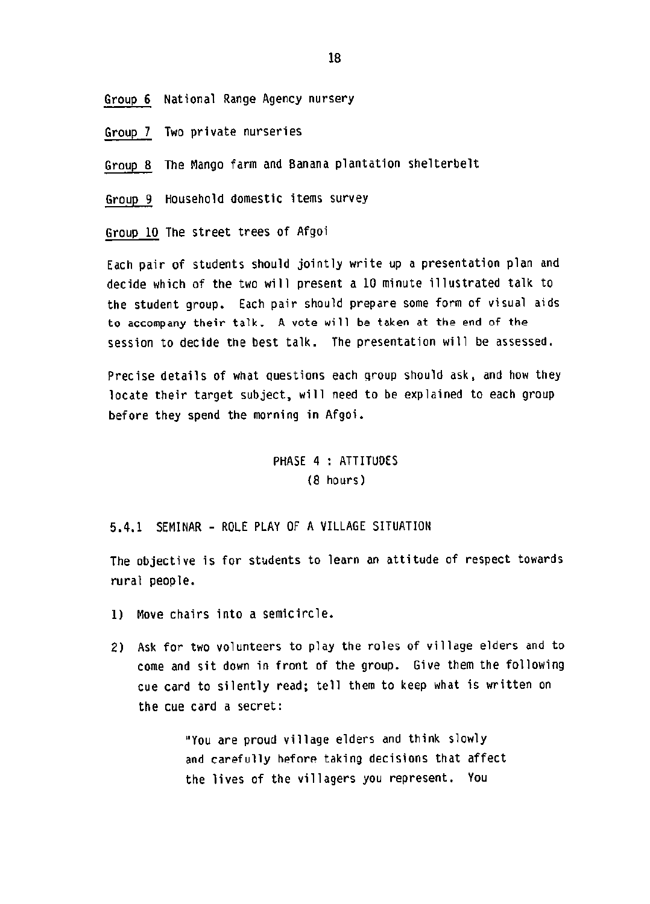<u>Group 6</u> National Range Agency nursery

<u>Group 7</u> Two private nurseries

<u>Group 8</u> The Mango farm and Banana plantation shelterbelt

<u>Group 9</u> Household domestic items survey

<u>Group 10</u> The street trees of Afgoi

Each pair of students should jointly write up a presentation plan and decide which of the two will present a 10 minute illustrated talk to the student group. Each pair should prepare some form of visual aids to accompany their talk. A vote will be taken at the end of the session to decide the best talk. The presentation will be assessed.

Precise details of what questions each group should ask, and how they locate their target subject, will need to be explained to each group before they spend the morning in Afgoi.

## PHASE 4 : ATTITUDES
(8 hours)

### 5.4.1 SEMINAR - ROLE PLAY OF A VILLAGE SITUATION

The objective is for students to learn an attitude of respect towards rural people.

1) Move chairs into a semicircle.

2) Ask for two volunteers to play the roles of village elders and to come and sit down in front of the group. Give them the following cue card to silently read; tell them to keep what is written on the cue card a secret:

> "You are proud village elders and think slowly and carefully before taking decisions that affect the lives of the villagers you represent. You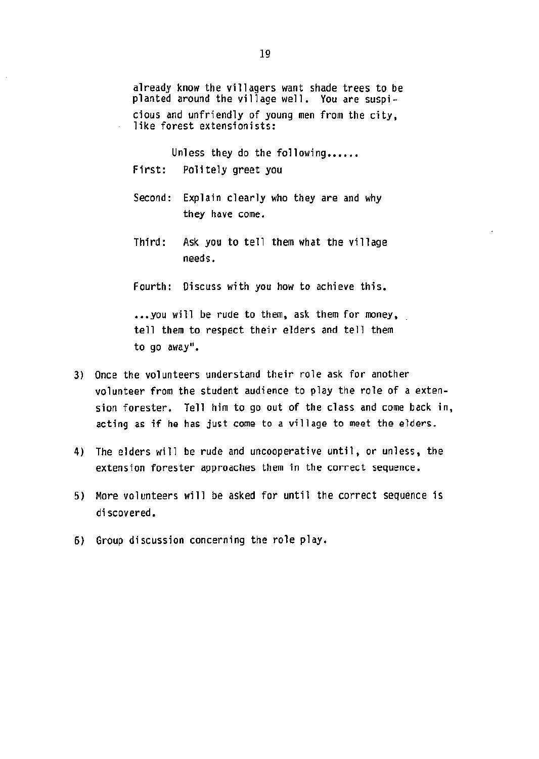already know the villagers want shade trees to be planted around the village well. You are suspicious and unfriendly of young men from the city, like forest extensionists:

Unless they do the following......

First: Politely greet you

Second: Explain clearly who they are and why they have come.

Third: Ask you to tell them what the village needs.

Fourth: Discuss with you how to achieve this.

...you will be rude to them, ask them for money, tell them to respect their elders and tell them to go away".

3) Once the volunteers understand their role ask for another volunteer from the student audience to play the role of a extension forester. Tell him to go out of the class and come back in, acting as if he has just come to a village to meet the elders.

4) The elders will be rude and uncooperative until, or unless, the extension forester approaches them in the correct sequence.

5) More volunteers will be asked for until the correct sequence is discovered.

6) Group discussion concerning the role play.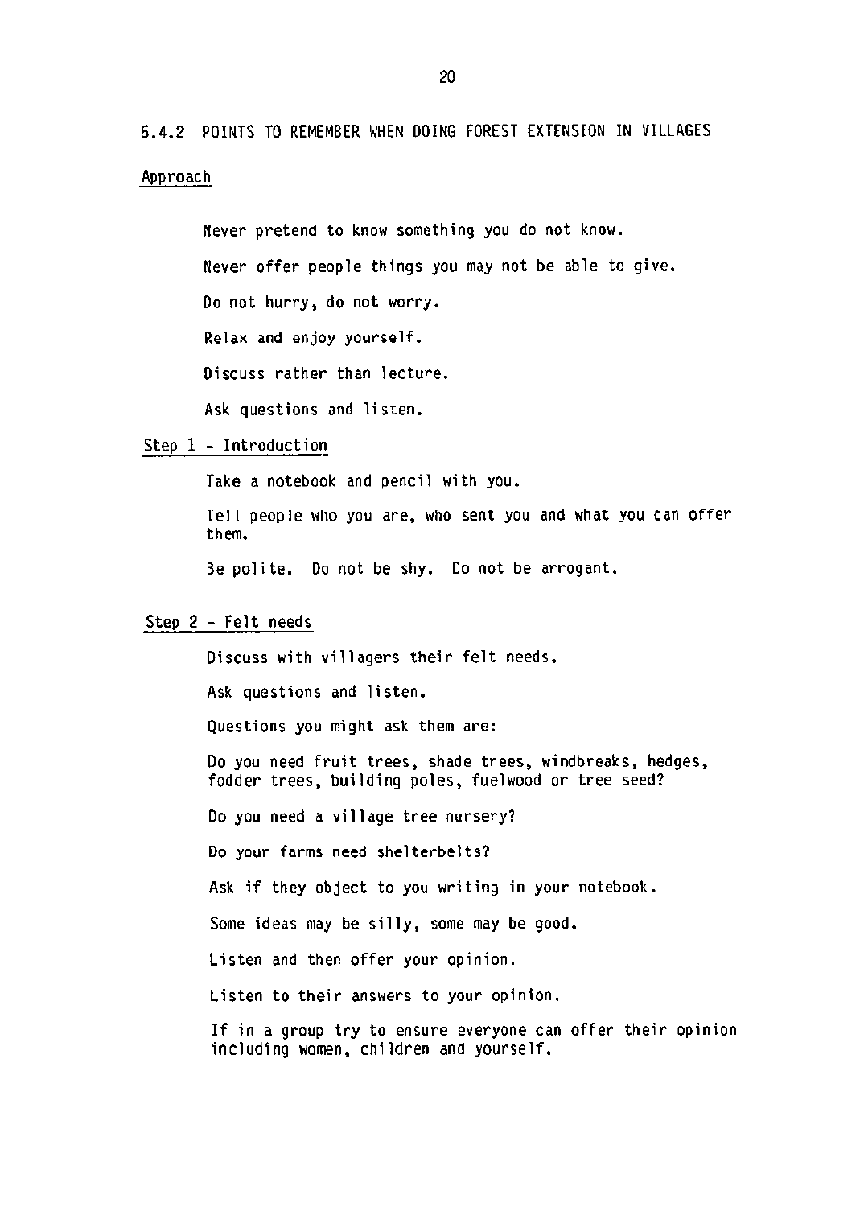## 5.4.2 POINTS TO REMEMBER WHEN DOING FOREST EXTENSION IN VILLAGES

### Approach

Never pretend to know something you do not know.

Never offer people things you may not be able to give.

Do not hurry, do not worry.

Relax and enjoy yourself.

Discuss rather than lecture.

Ask questions and listen.

### Step 1 - Introduction

Take a notebook and pencil with you.

Tell people who you are, who sent you and what you can offer them.

Be polite. Do not be shy. Do not be arrogant.

### Step 2 - Felt needs

Discuss with villagers their felt needs.

Ask questions and listen.

Questions you might ask them are:

Do you need fruit trees, shade trees, windbreaks, hedges, fodder trees, building poles, fuelwood or tree seed?

Do you need a village tree nursery?

Do your farms need shelterbelts?

Ask if they object to you writing in your notebook.

Some ideas may be silly, some may be good.

Listen and then offer your opinion.

Listen to their answers to your opinion.

If in a group try to ensure everyone can offer their opinion including women, children and yourself.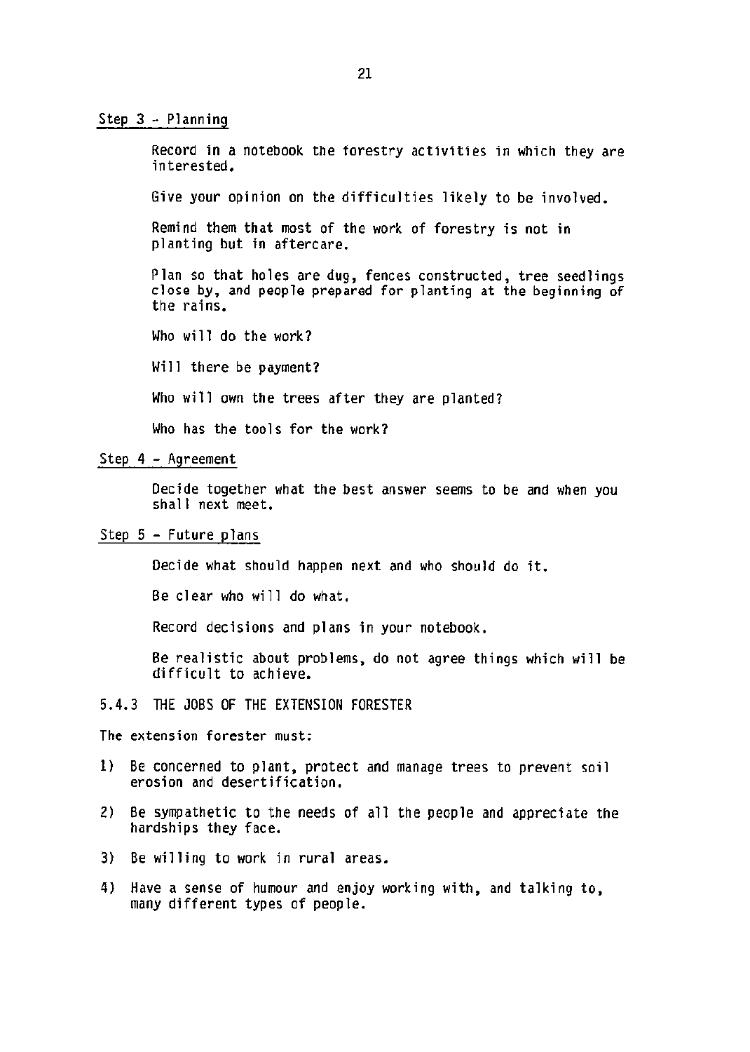Step 3 - Planning

Record in a notebook the forestry activities in which they are interested.

Give your opinion on the difficulties likely to be involved.

Remind them that most of the work of forestry is not in planting but in aftercare.

Plan so that holes are dug, fences constructed, tree seedlings close by, and people prepared for planting at the beginning of the rains.

Who will do the work?

Will there be payment?

Who will own the trees after they are planted?

Who has the tools for the work?

Step 4 - Agreement

Decide together what the best answer seems to be and when you shall next meet.

Step 5 - Future plans

Decide what should happen next and who should do it.

Be clear who will do what.

Record decisions and plans in your notebook.

Be realistic about problems, do not agree things which will be difficult to achieve.

### 5.4.3 THE JOBS OF THE EXTENSION FORESTER

The extension forester must:

1) Be concerned to plant, protect and manage trees to prevent soil erosion and desertification.

2) Be sympathetic to the needs of all the people and appreciate the hardships they face.

3) Be willing to work in rural areas.

4) Have a sense of humour and enjoy working with, and talking to, many different types of people.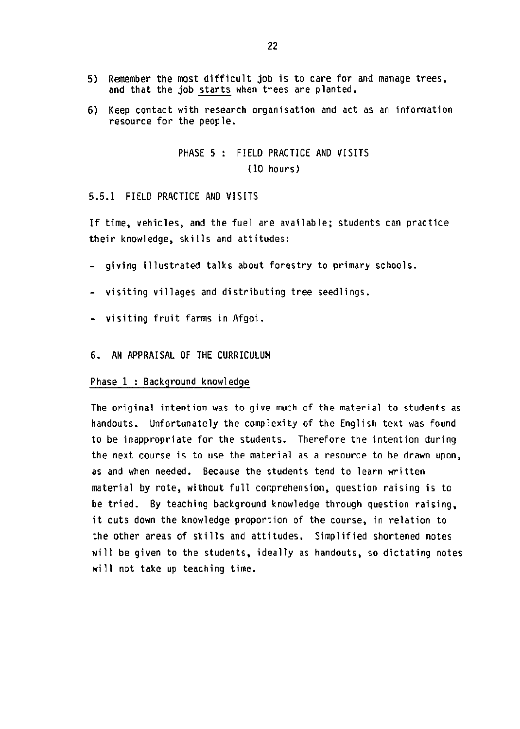5) Remember the most difficult job is to care for and manage trees, and that the job starts when trees are planted.

6) Keep contact with research organisation and act as an information resource for the people.

## PHASE 5 : FIELD PRACTICE AND VISITS
(10 hours)

### 5.5.1 FIELD PRACTICE AND VISITS

If time, vehicles, and the fuel are available; students can practice their knowledge, skills and attitudes:

- giving illustrated talks about forestry to primary schools.
- visiting villages and distributing tree seedlings.
- visiting fruit farms in Afgoi.

## 6. AN APPRAISAL OF THE CURRICULUM

### Phase 1 : Background knowledge

The original intention was to give much of the material to students as handouts. Unfortunately the complexity of the English text was found to be inappropriate for the students. Therefore the intention during the next course is to use the material as a resource to be drawn upon, as and when needed. Because the students tend to learn written material by rote, without full comprehension, question raising is to be tried. By teaching background knowledge through question raising, it cuts down the knowledge proportion of the course, in relation to the other areas of skills and attitudes. Simplified shortened notes will be given to the students, ideally as handouts, so dictating notes will not take up teaching time.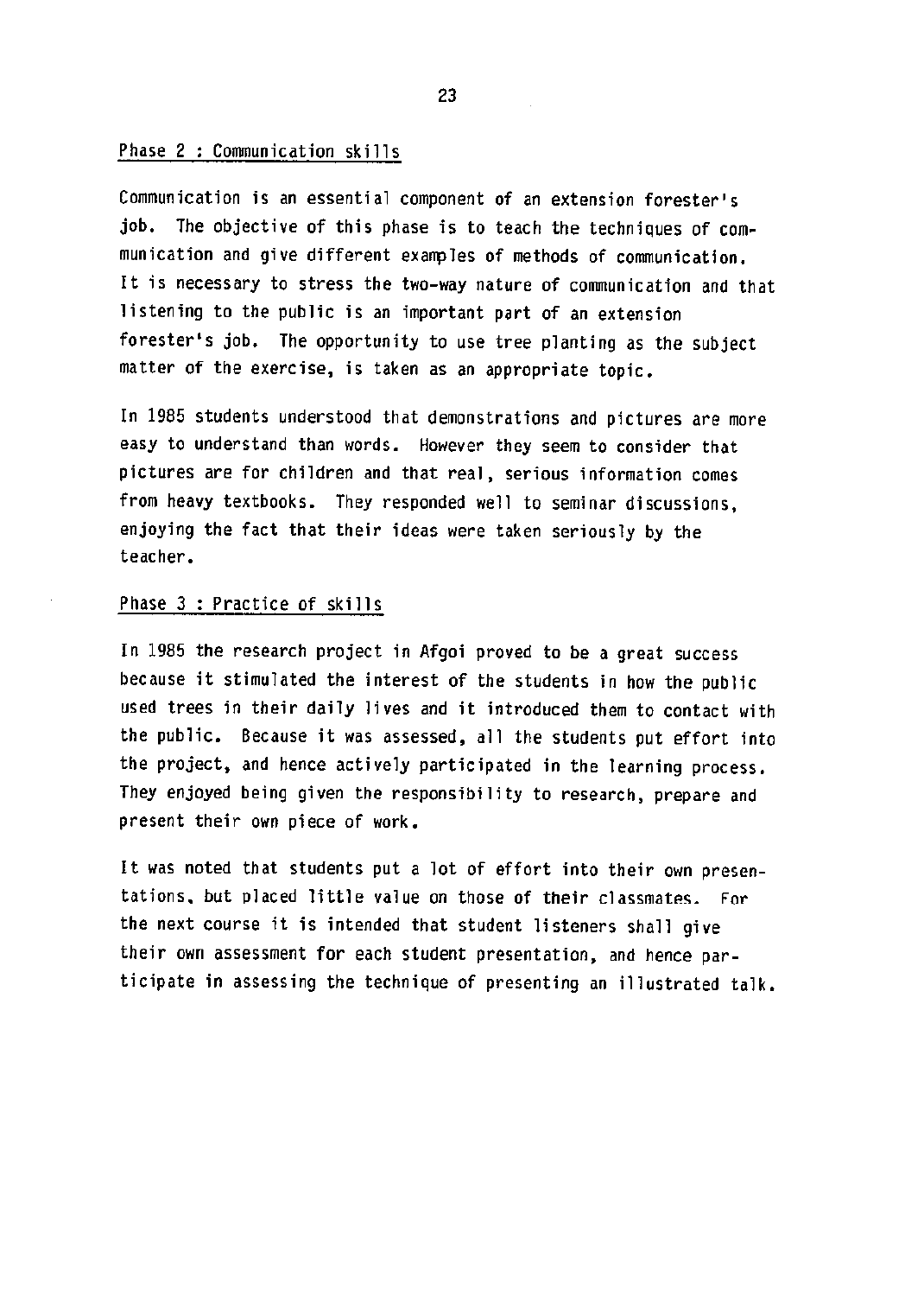## Phase 2 : Communication skills

Communication is an essential component of an extension forester's job. The objective of this phase is to teach the techniques of communication and give different examples of methods of communication. It is necessary to stress the two-way nature of communication and that listening to the public is an important part of an extension forester's job. The opportunity to use tree planting as the subject matter of the exercise, is taken as an appropriate topic.

In 1985 students understood that demonstrations and pictures are more easy to understand than words. However they seem to consider that pictures are for children and that real, serious information comes from heavy textbooks. They responded well to seminar discussions, enjoying the fact that their ideas were taken seriously by the teacher.

## Phase 3 : Practice of skills

In 1985 the research project in Afgoi proved to be a great success because it stimulated the interest of the students in how the public used trees in their daily lives and it introduced them to contact with the public. Because it was assessed, all the students put effort into the project, and hence actively participated in the learning process. They enjoyed being given the responsibility to research, prepare and present their own piece of work.

It was noted that students put a lot of effort into their own presentations, but placed little value on those of their classmates. For the next course it is intended that student listeners shall give their own assessment for each student presentation, and hence participate in assessing the technique of presenting an illustrated talk.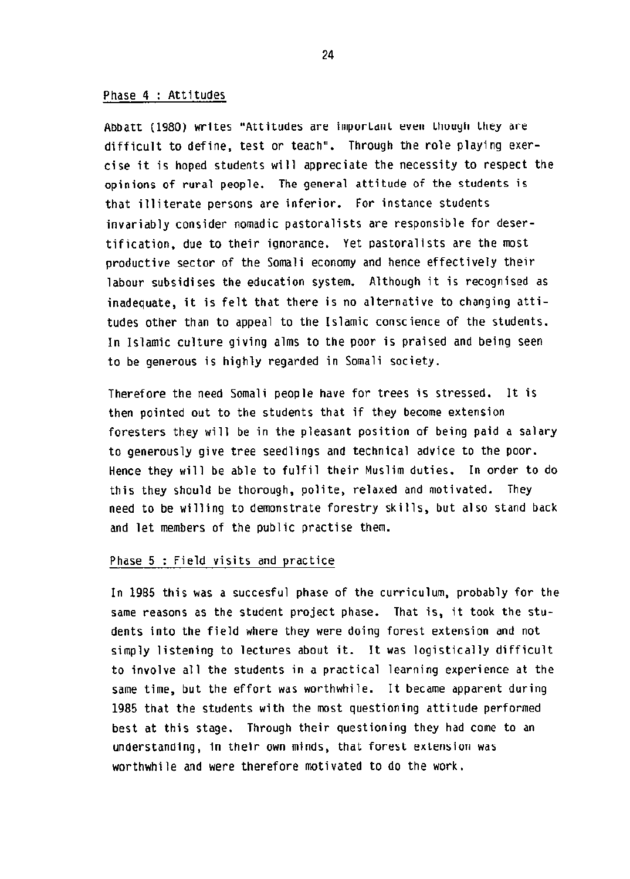Phase 4 : Attitudes

Abbatt (1980) writes "Attitudes are important even though they are difficult to define, test or teach". Through the role playing exercise it is hoped students will appreciate the necessity to respect the opinions of rural people. The general attitude of the students is that illiterate persons are inferior. For instance students invariably consider nomadic pastoralists are responsible for desertification, due to their ignorance. Yet pastoralists are the most productive sector of the Somali economy and hence effectively their labour subsidises the education system. Although it is recognised as inadequate, it is felt that there is no alternative to changing attitudes other than to appeal to the Islamic conscience of the students. In Islamic culture giving alms to the poor is praised and being seen to be generous is highly regarded in Somali society.

Therefore the need Somali people have for trees is stressed. It is then pointed out to the students that if they become extension foresters they will be in the pleasant position of being paid a salary to generously give tree seedlings and technical advice to the poor. Hence they will be able to fulfil their Muslim duties. In order to do this they should be thorough, polite, relaxed and motivated. They need to be willing to demonstrate forestry skills, but also stand back and let members of the public practise them.

Phase 5 : Field visits and practice

In 1985 this was a succesful phase of the curriculum, probably for the same reasons as the student project phase. That is, it took the students into the field where they were doing forest extension and not simply listening to lectures about it. It was logistically difficult to involve all the students in a practical learning experience at the same time, but the effort was worthwhile. It became apparent during 1985 that the students with the most questioning attitude performed best at this stage. Through their questioning they had come to an understanding, in their own minds, that forest extension was worthwhile and were therefore motivated to do the work.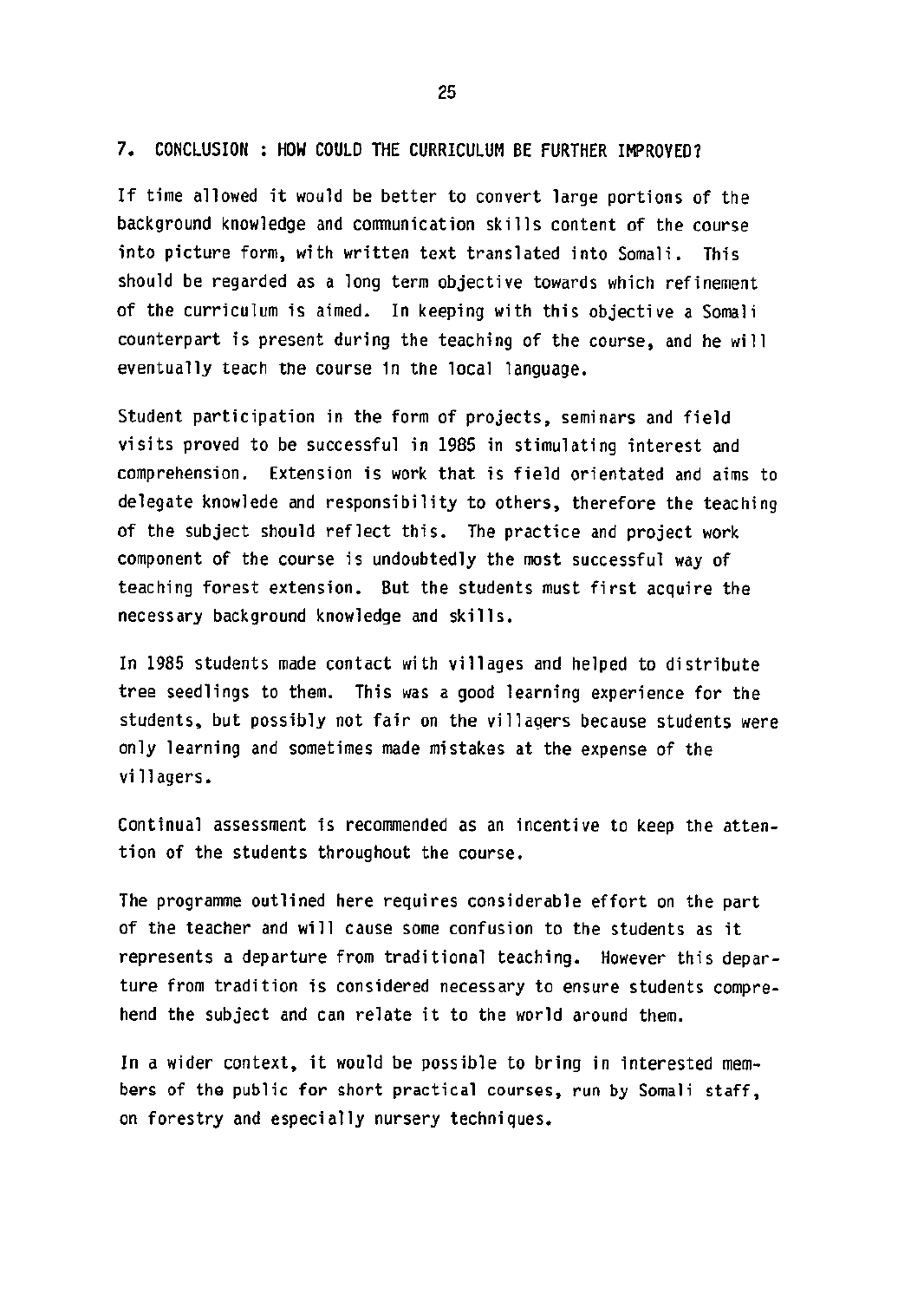## 7. CONCLUSION : HOW COULD THE CURRICULUM BE FURTHER IMPROVED?

If time allowed it would be better to convert large portions of the background knowledge and communication skills content of the course into picture form, with written text translated into Somali. This should be regarded as a long term objective towards which refinement of the curriculum is aimed. In keeping with this objective a Somali counterpart is present during the teaching of the course, and he will eventually teach the course in the local language.

Student participation in the form of projects, seminars and field visits proved to be successful in 1985 in stimulating interest and comprehension. Extension is work that is field orientated and aims to delegate knowlede and responsibility to others, therefore the teaching of the subject should reflect this. The practice and project work component of the course is undoubtedly the most successful way of teaching forest extension. But the students must first acquire the necessary background knowledge and skills.

In 1985 students made contact with villages and helped to distribute tree seedlings to them. This was a good learning experience for the students, but possibly not fair on the villagers because students were only learning and sometimes made mistakes at the expense of the villagers.

Continual assessment is recommended as an incentive to keep the attention of the students throughout the course.

The programme outlined here requires considerable effort on the part of the teacher and will cause some confusion to the students as it represents a departure from traditional teaching. However this departure from tradition is considered necessary to ensure students comprehend the subject and can relate it to the world around them.

In a wider context, it would be possible to bring in interested members of the public for short practical courses, run by Somali staff, on forestry and especially nursery techniques.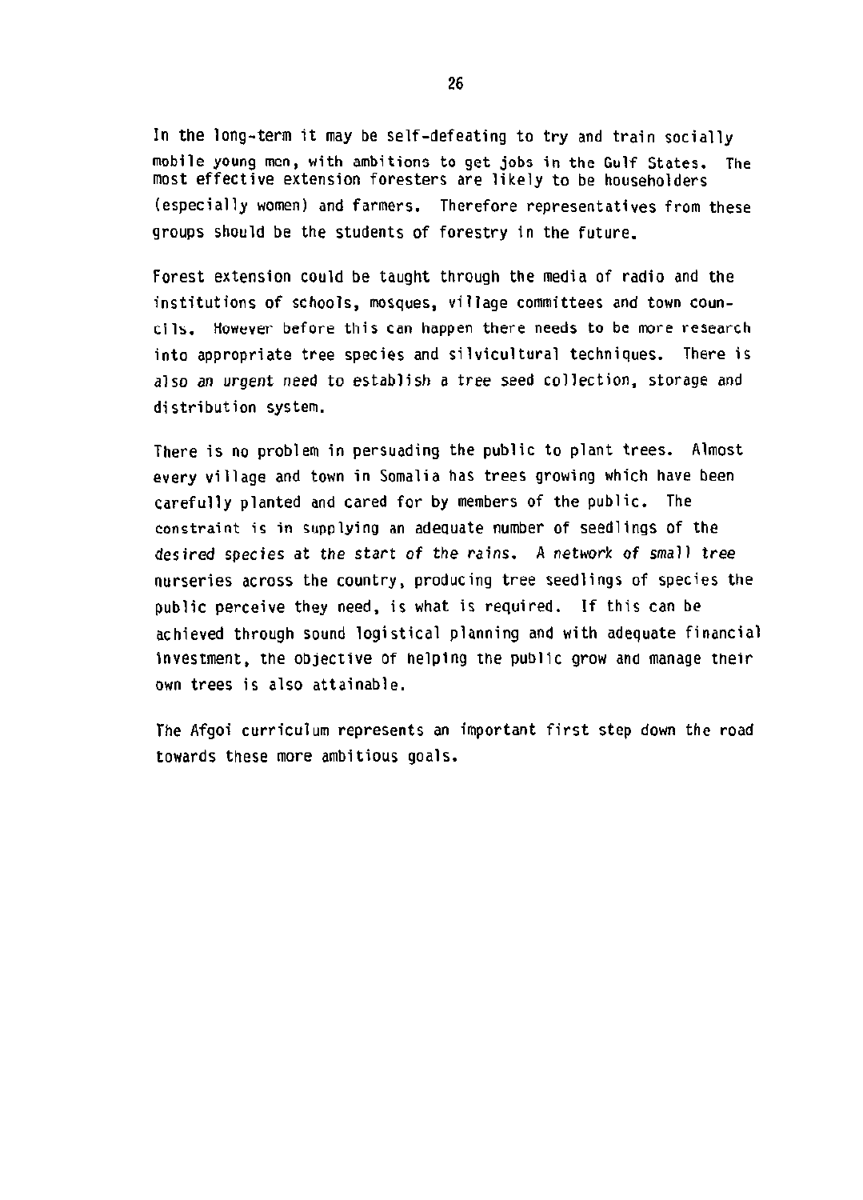In the long-term it may be self-defeating to try and train socially mobile young men, with ambitions to get jobs in the Gulf States. The most effective extension foresters are likely to be householders (especially women) and farmers. Therefore representatives from these groups should be the students of forestry in the future.

Forest extension could be taught through the media of radio and the institutions of schools, mosques, village committees and town councils. However before this can happen there needs to be more research into appropriate tree species and silvicultural techniques. There is also an urgent need to establish a tree seed collection, storage and distribution system.

There is no problem in persuading the public to plant trees. Almost every village and town in Somalia has trees growing which have been carefully planted and cared for by members of the public. The constraint is in supplying an adequate number of seedlings of the desired species at the start of the rains. A network of small tree nurseries across the country, producing tree seedlings of species the public perceive they need, is what is required. If this can be achieved through sound logistical planning and with adequate financial investment, the objective of helping the public grow and manage their own trees is also attainable.

The Afgoi curriculum represents an important first step down the road towards these more ambitious goals.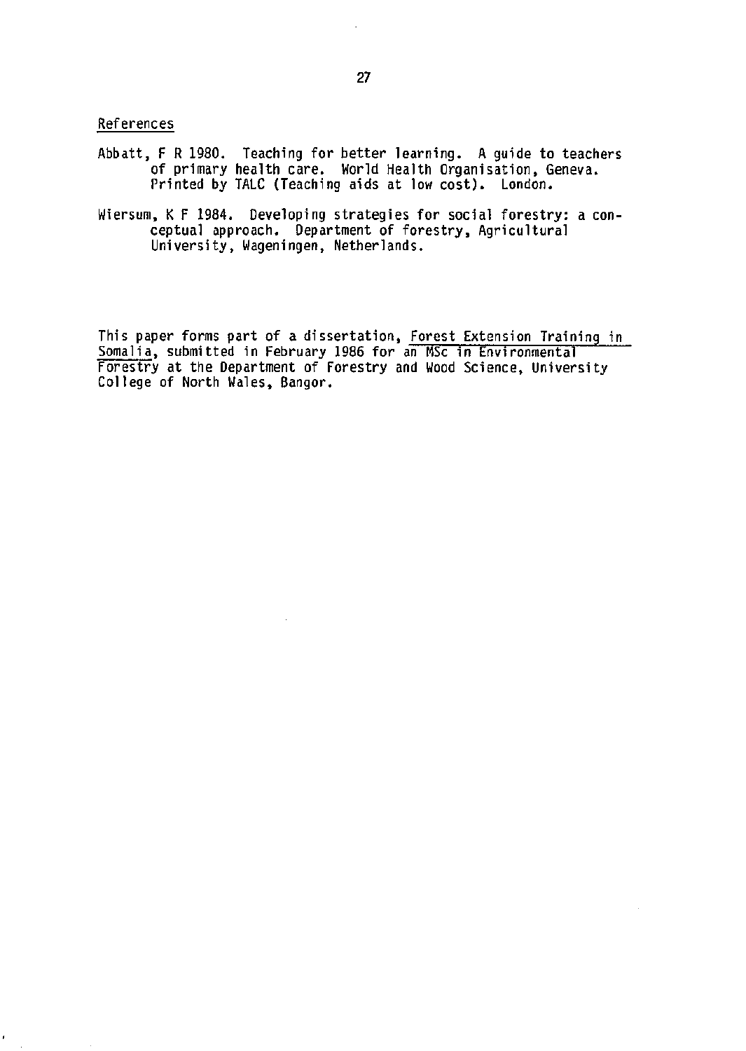## References

Abbatt, F R 1980. Teaching for better learning. A guide to teachers of primary health care. World Health Organisation, Geneva. Printed by TALC (Teaching aids at low cost). London.

Wiersum, K F 1984. Developing strategies for social forestry: a conceptual approach. Department of forestry, Agricultural University, Wageningen, Netherlands.

This paper forms part of a dissertation, Forest Extension Training in Somalia, submitted in February 1986 for an MSc in Environmental Forestry at the Department of Forestry and Wood Science, University College of North Wales, Bangor.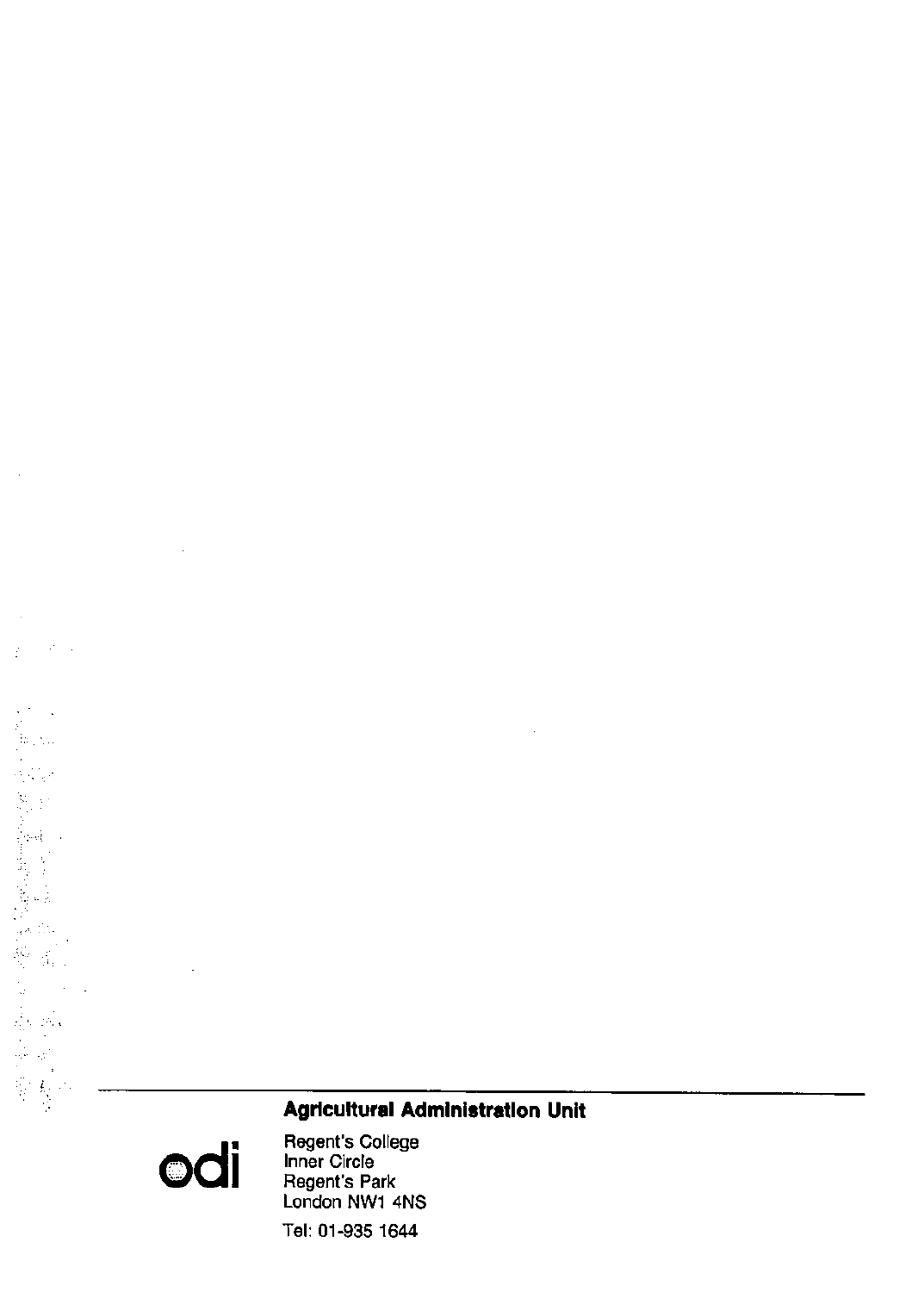**Agricultural Administration Unit**

odi

Regent's College
Inner Circle
Regent's Park
London NW1 4NS

Tel: 01-935 1644